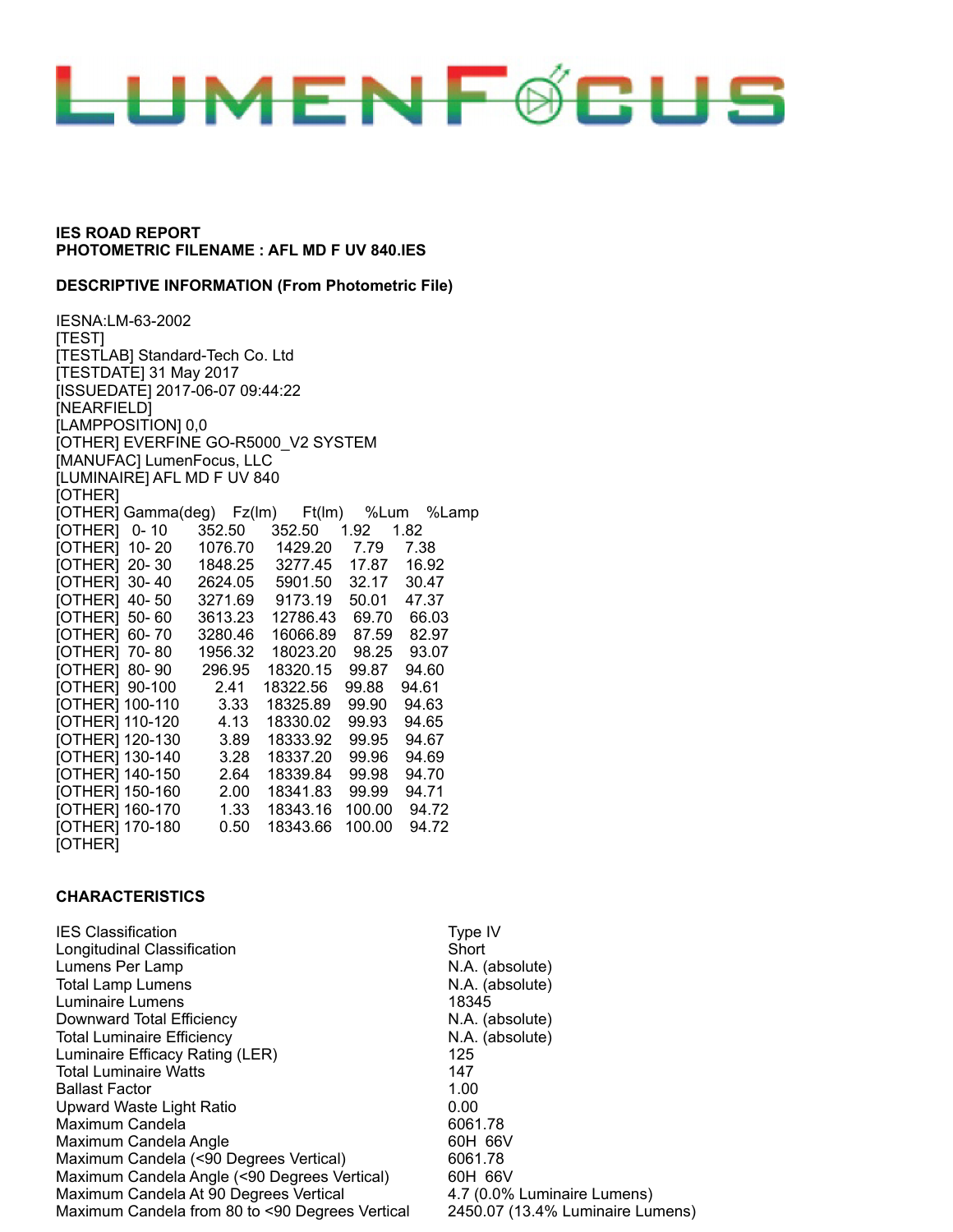LUMENFOCUS

**IES ROAD REPORT**
**PHOTOMETRIC FILENAME : AFL MD F UV 840.IES**

**DESCRIPTIVE INFORMATION (From Photometric File)**

IESNA:LM-63-2002
[TEST]
[TESTLAB] Standard-Tech Co. Ltd
[TESTDATE] 31 May 2017
[ISSUEDATE] 2017-06-07 09:44:22
[NEARFIELD]
[LAMPPOSITION] 0,0
[OTHER] EVERFINE GO-R5000_V2 SYSTEM
[MANUFAC] LumenFocus, LLC
[LUMINAIRE] AFL MD F UV 840
[OTHER]
[OTHER] Gamma(deg) Fz(lm) Ft(lm) %Lum %Lamp
[OTHER] 0- 10 352.50 352.50 1.92 1.82
[OTHER] 10- 20 1076.70 1429.20 7.79 7.38
[OTHER] 20- 30 1848.25 3277.45 17.87 16.92
[OTHER] 30- 40 2624.05 5901.50 32.17 30.47
[OTHER] 40- 50 3271.69 9173.19 50.01 47.37
[OTHER] 50- 60 3613.23 12786.43 69.70 66.03
[OTHER] 60- 70 3280.46 16066.89 87.59 82.97
[OTHER] 70- 80 1956.32 18023.20 98.25 93.07
[OTHER] 80- 90 296.95 18320.15 99.87 94.60
[OTHER] 90-100 2.41 18322.56 99.88 94.61
[OTHER] 100-110 3.33 18325.89 99.90 94.63
[OTHER] 110-120 4.13 18330.02 99.93 94.65
[OTHER] 120-130 3.89 18333.92 99.95 94.67
[OTHER] 130-140 3.28 18337.20 99.96 94.69
[OTHER] 140-150 2.64 18339.84 99.98 94.70
[OTHER] 150-160 2.00 18341.83 99.99 94.71
[OTHER] 160-170 1.33 18343.16 100.00 94.72
[OTHER] 170-180 0.50 18343.66 100.00 94.72
[OTHER]

**CHARACTERISTICS**

| | |
|---|---|
| IES Classification | Type IV |
| Longitudinal Classification | Short |
| Lumens Per Lamp | N.A. (absolute) |
| Total Lamp Lumens | N.A. (absolute) |
| Luminaire Lumens | 18345 |
| Downward Total Efficiency | N.A. (absolute) |
| Total Luminaire Efficiency | N.A. (absolute) |
| Luminaire Efficacy Rating (LER) | 125 |
| Total Luminaire Watts | 147 |
| Ballast Factor | 1.00 |
| Upward Waste Light Ratio | 0.00 |
| Maximum Candela | 6061.78 |
| Maximum Candela Angle | 60H 66V |
| Maximum Candela (<90 Degrees Vertical) | 6061.78 |
| Maximum Candela Angle (<90 Degrees Vertical) | 60H 66V |
| Maximum Candela At 90 Degrees Vertical | 4.7 (0.0% Luminaire Lumens) |
| Maximum Candela from 80 to <90 Degrees Vertical | 2450.07 (13.4% Luminaire Lumens) |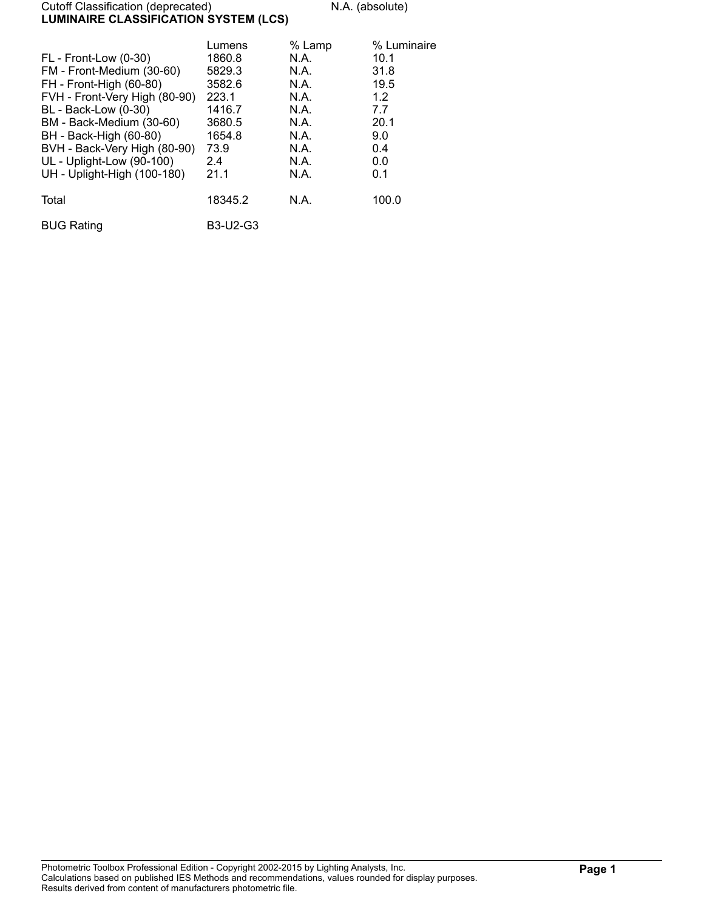Cutoff Classification (deprecated) N.A. (absolute)

**LUMINAIRE CLASSIFICATION SYSTEM (LCS)**

| | Lumens | % Lamp | % Luminaire |
|---|---|---|---|
| FL - Front-Low (0-30) | 1860.8 | N.A. | 10.1 |
| FM - Front-Medium (30-60) | 5829.3 | N.A. | 31.8 |
| FH - Front-High (60-80) | 3582.6 | N.A. | 19.5 |
| FVH - Front-Very High (80-90) | 223.1 | N.A. | 1.2 |
| BL - Back-Low (0-30) | 1416.7 | N.A. | 7.7 |
| BM - Back-Medium (30-60) | 3680.5 | N.A. | 20.1 |
| BH - Back-High (60-80) | 1654.8 | N.A. | 9.0 |
| BVH - Back-Very High (80-90) | 73.9 | N.A. | 0.4 |
| UL - Uplight-Low (90-100) | 2.4 | N.A. | 0.0 |
| UH - Uplight-High (100-180) | 21.1 | N.A. | 0.1 |
| Total | 18345.2 | N.A. | 100.0 |

BUG Rating B3-U2-G3

Photometric Toolbox Professional Edition - Copyright 2002-2015 by Lighting Analysts, Inc.
Calculations based on published IES Methods and recommendations, values rounded for display purposes.
Results derived from content of manufacturers photometric file.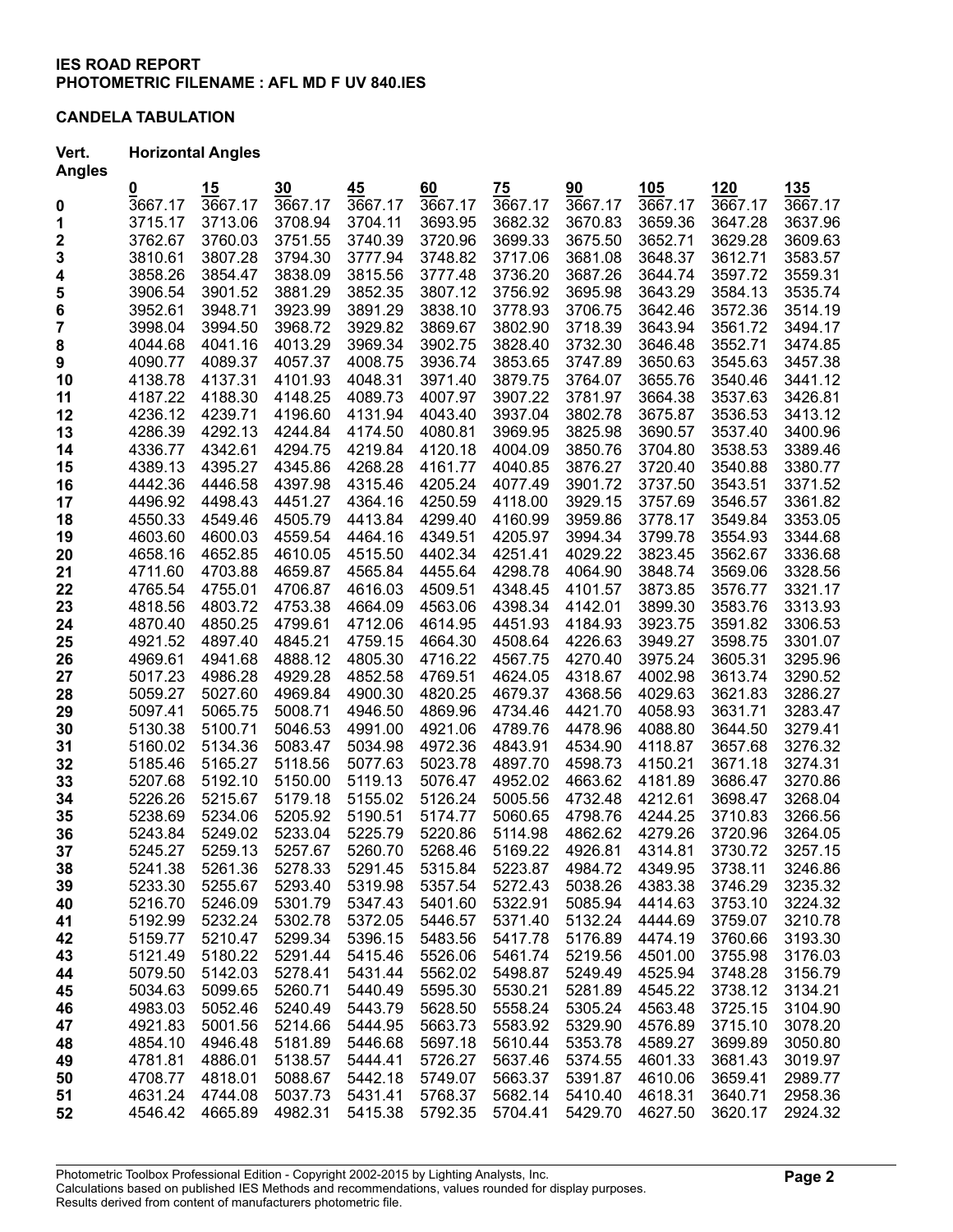**IES ROAD REPORT**
**PHOTOMETRIC FILENAME : AFL MD F UV 840.IES**

**CANDELA TABULATION**

| Vert. Angles | Horizontal Angles | | | | | | | | | |
|---|---|---|---|---|---|---|---|---|---|---|
| | **0** | **15** | **30** | **45** | **60** | **75** | **90** | **105** | **120** | **135** |
| **0** | 3667.17 | 3667.17 | 3667.17 | 3667.17 | 3667.17 | 3667.17 | 3667.17 | 3667.17 | 3667.17 | 3667.17 |
| **1** | 3715.17 | 3713.06 | 3708.94 | 3704.11 | 3693.95 | 3682.32 | 3670.83 | 3659.36 | 3647.28 | 3637.96 |
| **2** | 3762.67 | 3760.03 | 3751.55 | 3740.39 | 3720.96 | 3699.33 | 3675.50 | 3652.71 | 3629.28 | 3609.63 |
| **3** | 3810.61 | 3807.28 | 3794.30 | 3777.94 | 3748.82 | 3717.06 | 3681.08 | 3648.37 | 3612.71 | 3583.57 |
| **4** | 3858.26 | 3854.47 | 3838.09 | 3815.56 | 3777.48 | 3736.20 | 3687.26 | 3644.74 | 3597.72 | 3559.31 |
| **5** | 3906.54 | 3901.52 | 3881.29 | 3852.35 | 3807.12 | 3756.92 | 3695.98 | 3643.29 | 3584.13 | 3535.74 |
| **6** | 3952.61 | 3948.71 | 3923.99 | 3891.29 | 3838.10 | 3778.93 | 3706.75 | 3642.46 | 3572.36 | 3514.19 |
| **7** | 3998.04 | 3994.50 | 3968.72 | 3929.82 | 3869.67 | 3802.90 | 3718.39 | 3643.94 | 3561.72 | 3494.17 |
| **8** | 4044.68 | 4041.16 | 4013.29 | 3969.34 | 3902.75 | 3828.40 | 3732.30 | 3646.48 | 3552.71 | 3474.85 |
| **9** | 4090.77 | 4089.37 | 4057.37 | 4008.75 | 3936.74 | 3853.65 | 3747.89 | 3650.63 | 3545.63 | 3457.38 |
| **10** | 4138.78 | 4137.31 | 4101.93 | 4048.31 | 3971.40 | 3879.75 | 3764.07 | 3655.76 | 3540.46 | 3441.12 |
| **11** | 4187.22 | 4188.30 | 4148.25 | 4089.73 | 4007.97 | 3907.22 | 3781.97 | 3664.38 | 3537.63 | 3426.81 |
| **12** | 4236.12 | 4239.71 | 4196.60 | 4131.94 | 4043.40 | 3937.04 | 3802.78 | 3675.87 | 3536.53 | 3413.12 |
| **13** | 4286.39 | 4292.13 | 4244.84 | 4174.50 | 4080.81 | 3969.95 | 3825.98 | 3690.57 | 3537.40 | 3400.96 |
| **14** | 4336.77 | 4342.61 | 4294.75 | 4219.84 | 4120.18 | 4004.09 | 3850.76 | 3704.80 | 3538.53 | 3389.46 |
| **15** | 4389.13 | 4395.27 | 4345.86 | 4268.28 | 4161.77 | 4040.85 | 3876.27 | 3720.40 | 3540.88 | 3380.77 |
| **16** | 4442.36 | 4446.58 | 4397.98 | 4315.46 | 4205.24 | 4077.49 | 3901.72 | 3737.50 | 3543.51 | 3371.52 |
| **17** | 4496.92 | 4498.43 | 4451.27 | 4364.16 | 4250.59 | 4118.00 | 3929.15 | 3757.69 | 3546.57 | 3361.82 |
| **18** | 4550.33 | 4549.46 | 4505.79 | 4413.84 | 4299.40 | 4160.99 | 3959.86 | 3778.17 | 3549.84 | 3353.05 |
| **19** | 4603.60 | 4600.03 | 4559.54 | 4464.16 | 4349.51 | 4205.97 | 3994.34 | 3799.78 | 3554.93 | 3344.68 |
| **20** | 4658.16 | 4652.85 | 4610.05 | 4515.50 | 4402.34 | 4251.41 | 4029.22 | 3823.45 | 3562.67 | 3336.68 |
| **21** | 4711.60 | 4703.88 | 4659.87 | 4565.84 | 4455.64 | 4298.78 | 4064.90 | 3848.74 | 3569.06 | 3328.56 |
| **22** | 4765.54 | 4755.01 | 4706.87 | 4616.03 | 4509.51 | 4348.45 | 4101.57 | 3873.85 | 3576.77 | 3321.17 |
| **23** | 4818.56 | 4803.72 | 4753.38 | 4664.09 | 4563.06 | 4398.34 | 4142.01 | 3899.30 | 3583.76 | 3313.93 |
| **24** | 4870.40 | 4850.25 | 4799.61 | 4712.06 | 4614.95 | 4451.93 | 4184.93 | 3923.75 | 3591.82 | 3306.53 |
| **25** | 4921.52 | 4897.40 | 4845.21 | 4759.15 | 4664.30 | 4508.64 | 4226.63 | 3949.27 | 3598.75 | 3301.07 |
| **26** | 4969.61 | 4941.68 | 4888.12 | 4805.30 | 4716.22 | 4567.75 | 4270.40 | 3975.24 | 3605.31 | 3295.96 |
| **27** | 5017.23 | 4986.28 | 4929.28 | 4852.58 | 4769.51 | 4624.05 | 4318.67 | 4002.98 | 3613.74 | 3290.52 |
| **28** | 5059.27 | 5027.60 | 4969.84 | 4900.30 | 4820.25 | 4679.37 | 4368.56 | 4029.63 | 3621.83 | 3286.27 |
| **29** | 5097.41 | 5065.75 | 5008.71 | 4946.50 | 4869.96 | 4734.46 | 4421.70 | 4058.93 | 3631.71 | 3283.47 |
| **30** | 5130.38 | 5100.71 | 5046.53 | 4991.00 | 4921.06 | 4789.76 | 4478.96 | 4088.80 | 3644.50 | 3279.41 |
| **31** | 5160.02 | 5134.36 | 5083.47 | 5034.98 | 4972.36 | 4843.91 | 4534.90 | 4118.87 | 3657.68 | 3276.32 |
| **32** | 5185.46 | 5165.27 | 5118.56 | 5077.63 | 5023.78 | 4897.70 | 4598.73 | 4150.21 | 3671.18 | 3274.31 |
| **33** | 5207.68 | 5192.10 | 5150.00 | 5119.13 | 5076.47 | 4952.02 | 4663.62 | 4181.89 | 3686.47 | 3270.86 |
| **34** | 5226.26 | 5215.67 | 5179.18 | 5155.02 | 5126.24 | 5005.56 | 4732.48 | 4212.61 | 3698.47 | 3268.04 |
| **35** | 5238.69 | 5234.06 | 5205.92 | 5190.51 | 5174.77 | 5060.65 | 4798.76 | 4244.25 | 3710.83 | 3266.56 |
| **36** | 5243.84 | 5249.02 | 5233.04 | 5225.79 | 5220.86 | 5114.98 | 4862.62 | 4279.26 | 3720.96 | 3264.05 |
| **37** | 5245.27 | 5259.13 | 5257.67 | 5260.70 | 5268.46 | 5169.22 | 4926.81 | 4314.81 | 3730.72 | 3257.15 |
| **38** | 5241.38 | 5261.36 | 5278.33 | 5291.45 | 5315.84 | 5223.87 | 4984.72 | 4349.95 | 3738.11 | 3246.86 |
| **39** | 5233.30 | 5255.67 | 5293.40 | 5319.98 | 5357.54 | 5272.43 | 5038.26 | 4383.38 | 3746.29 | 3235.32 |
| **40** | 5216.70 | 5246.09 | 5301.79 | 5347.43 | 5401.60 | 5322.91 | 5085.94 | 4414.63 | 3753.10 | 3224.32 |
| **41** | 5192.99 | 5232.24 | 5302.78 | 5372.05 | 5446.57 | 5371.40 | 5132.24 | 4444.69 | 3759.07 | 3210.78 |
| **42** | 5159.77 | 5210.47 | 5299.34 | 5396.15 | 5483.56 | 5417.78 | 5176.89 | 4474.19 | 3760.66 | 3193.30 |
| **43** | 5121.49 | 5180.22 | 5291.44 | 5415.46 | 5526.06 | 5461.74 | 5219.56 | 4501.00 | 3755.98 | 3176.03 |
| **44** | 5079.50 | 5142.03 | 5278.41 | 5431.44 | 5562.02 | 5498.87 | 5249.49 | 4525.94 | 3748.28 | 3156.79 |
| **45** | 5034.63 | 5099.65 | 5260.71 | 5440.49 | 5595.30 | 5530.21 | 5281.89 | 4545.22 | 3738.12 | 3134.21 |
| **46** | 4983.03 | 5052.46 | 5240.49 | 5443.79 | 5628.50 | 5558.24 | 5305.24 | 4563.48 | 3725.15 | 3104.90 |
| **47** | 4921.83 | 5001.56 | 5214.66 | 5444.95 | 5663.73 | 5583.92 | 5329.90 | 4576.89 | 3715.10 | 3078.20 |
| **48** | 4854.10 | 4946.48 | 5181.89 | 5446.68 | 5697.18 | 5610.44 | 5353.78 | 4589.27 | 3699.89 | 3050.80 |
| **49** | 4781.81 | 4886.01 | 5138.57 | 5444.41 | 5726.27 | 5637.46 | 5374.55 | 4601.33 | 3681.43 | 3019.97 |
| **50** | 4708.77 | 4818.01 | 5088.67 | 5442.18 | 5749.07 | 5663.37 | 5391.87 | 4610.06 | 3659.41 | 2989.77 |
| **51** | 4631.24 | 4744.08 | 5037.73 | 5431.41 | 5768.37 | 5682.14 | 5410.40 | 4618.31 | 3640.71 | 2958.36 |
| **52** | 4546.42 | 4665.89 | 4982.31 | 5415.38 | 5792.35 | 5704.41 | 5429.70 | 4627.50 | 3620.17 | 2924.32 |

Photometric Toolbox Professional Edition - Copyright 2002-2015 by Lighting Analysts, Inc.
Calculations based on published IES Methods and recommendations, values rounded for display purposes.
Results derived from content of manufacturers photometric file.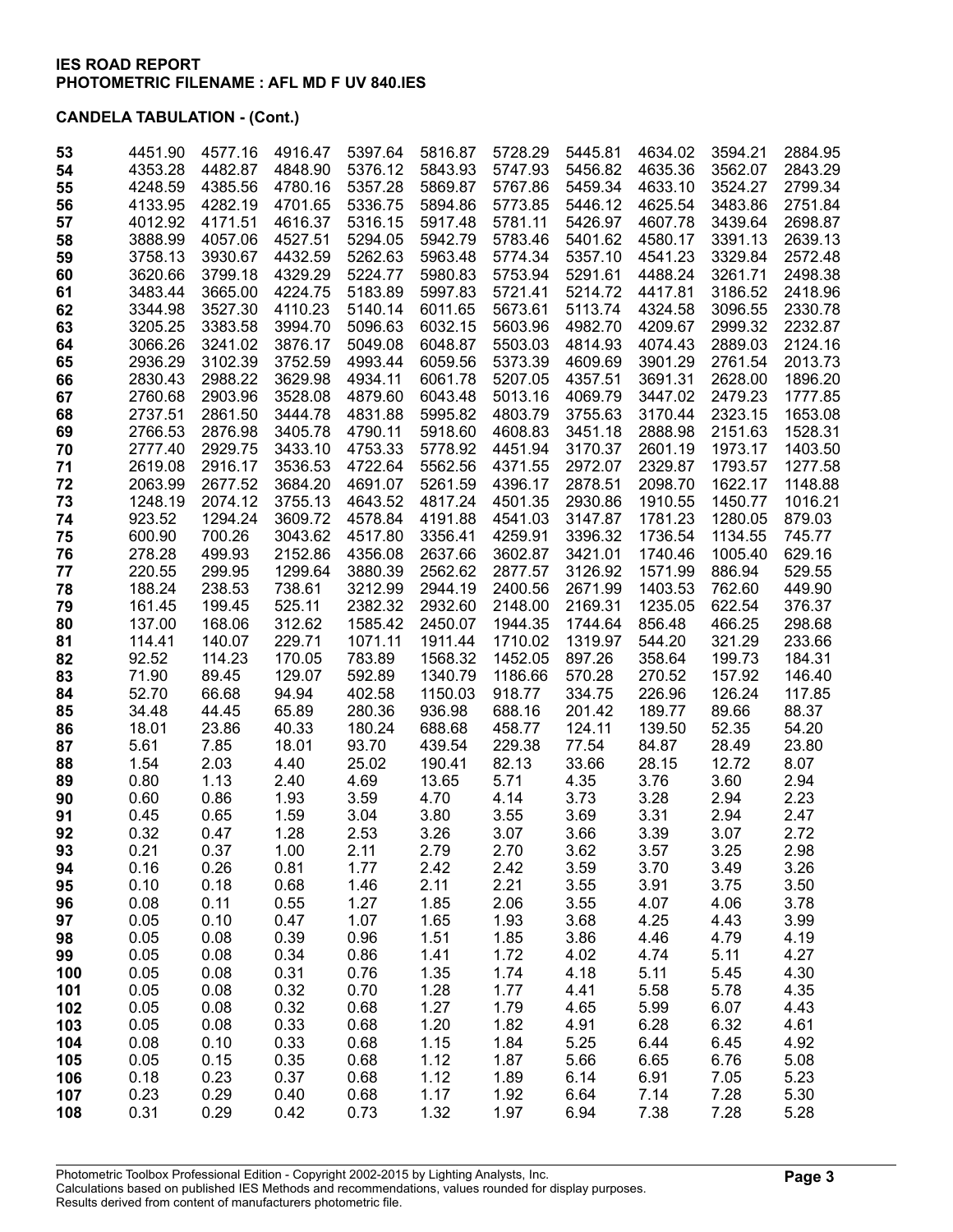**IES ROAD REPORT**
**PHOTOMETRIC FILENAME : AFL MD F UV 840.IES**

**CANDELA TABULATION - (Cont.)**

| | | | | | | | | | | |
|---|---|---|---|---|---|---|---|---|---|---|
| 53 | 4451.90 | 4577.16 | 4916.47 | 5397.64 | 5816.87 | 5728.29 | 5445.81 | 4634.02 | 3594.21 | 2884.95 |
| 54 | 4353.28 | 4482.87 | 4848.90 | 5376.12 | 5843.93 | 5747.93 | 5456.82 | 4635.36 | 3562.07 | 2843.29 |
| 55 | 4248.59 | 4385.56 | 4780.16 | 5357.28 | 5869.87 | 5767.86 | 5459.34 | 4633.10 | 3524.27 | 2799.34 |
| 56 | 4133.95 | 4282.19 | 4701.65 | 5336.75 | 5894.86 | 5773.85 | 5446.12 | 4625.54 | 3483.86 | 2751.84 |
| 57 | 4012.92 | 4171.51 | 4616.37 | 5316.15 | 5917.48 | 5781.11 | 5426.97 | 4607.78 | 3439.64 | 2698.87 |
| 58 | 3888.99 | 4057.06 | 4527.51 | 5294.05 | 5942.79 | 5783.46 | 5401.62 | 4580.17 | 3391.13 | 2639.13 |
| 59 | 3758.13 | 3930.67 | 4432.59 | 5262.63 | 5963.48 | 5774.34 | 5357.10 | 4541.23 | 3329.84 | 2572.48 |
| 60 | 3620.66 | 3799.18 | 4329.29 | 5224.77 | 5980.83 | 5753.94 | 5291.61 | 4488.24 | 3261.71 | 2498.38 |
| 61 | 3483.44 | 3665.00 | 4224.75 | 5183.89 | 5997.83 | 5721.41 | 5214.72 | 4417.81 | 3186.52 | 2418.96 |
| 62 | 3344.98 | 3527.30 | 4110.23 | 5140.14 | 6011.65 | 5673.61 | 5113.74 | 4324.58 | 3096.55 | 2330.78 |
| 63 | 3205.25 | 3383.58 | 3994.70 | 5096.63 | 6032.15 | 5603.96 | 4982.70 | 4209.67 | 2999.32 | 2232.87 |
| 64 | 3066.26 | 3241.02 | 3876.17 | 5049.08 | 6048.87 | 5503.03 | 4814.93 | 4074.43 | 2889.03 | 2124.16 |
| 65 | 2936.29 | 3102.39 | 3752.59 | 4993.44 | 6059.56 | 5373.39 | 4609.69 | 3901.29 | 2761.54 | 2013.73 |
| 66 | 2830.43 | 2988.22 | 3629.98 | 4934.11 | 6061.78 | 5207.05 | 4357.51 | 3691.31 | 2628.00 | 1896.20 |
| 67 | 2760.68 | 2903.96 | 3528.08 | 4879.60 | 6043.48 | 5013.16 | 4069.79 | 3447.02 | 2479.23 | 1777.85 |
| 68 | 2737.51 | 2861.50 | 3444.78 | 4831.88 | 5995.82 | 4803.79 | 3755.63 | 3170.44 | 2323.15 | 1653.08 |
| 69 | 2766.53 | 2876.98 | 3405.78 | 4790.11 | 5918.60 | 4608.83 | 3451.18 | 2888.98 | 2151.63 | 1528.31 |
| 70 | 2777.40 | 2929.75 | 3433.10 | 4753.33 | 5778.92 | 4451.94 | 3170.37 | 2601.19 | 1973.17 | 1403.50 |
| 71 | 2619.08 | 2916.17 | 3536.53 | 4722.64 | 5562.56 | 4371.55 | 2972.07 | 2329.87 | 1793.57 | 1277.58 |
| 72 | 2063.99 | 2677.52 | 3684.20 | 4691.07 | 5261.59 | 4396.17 | 2878.51 | 2098.70 | 1622.17 | 1148.88 |
| 73 | 1248.19 | 2074.12 | 3755.13 | 4643.52 | 4817.24 | 4501.35 | 2930.86 | 1910.55 | 1450.77 | 1016.21 |
| 74 | 923.52 | 1294.24 | 3609.72 | 4578.84 | 4191.88 | 4541.03 | 3147.87 | 1781.23 | 1280.05 | 879.03 |
| 75 | 600.90 | 700.26 | 3043.62 | 4517.80 | 3356.41 | 4259.91 | 3396.32 | 1736.54 | 1134.55 | 745.77 |
| 76 | 278.28 | 499.93 | 2152.86 | 4356.08 | 2637.66 | 3602.87 | 3421.01 | 1740.46 | 1005.40 | 629.16 |
| 77 | 220.55 | 299.95 | 1299.64 | 3880.39 | 2562.62 | 2877.57 | 3126.92 | 1571.99 | 886.94 | 529.55 |
| 78 | 188.24 | 238.53 | 738.61 | 3212.99 | 2944.19 | 2400.56 | 2671.99 | 1403.53 | 762.60 | 449.90 |
| 79 | 161.45 | 199.45 | 525.11 | 2382.32 | 2932.60 | 2148.00 | 2169.31 | 1235.05 | 622.54 | 376.37 |
| 80 | 137.00 | 168.06 | 312.62 | 1585.42 | 2450.07 | 1944.35 | 1744.64 | 856.48 | 466.25 | 298.68 |
| 81 | 114.41 | 140.07 | 229.71 | 1071.11 | 1911.44 | 1710.02 | 1319.97 | 544.20 | 321.29 | 233.66 |
| 82 | 92.52 | 114.23 | 170.05 | 783.89 | 1568.32 | 1452.05 | 897.26 | 358.64 | 199.73 | 184.31 |
| 83 | 71.90 | 89.45 | 129.07 | 592.89 | 1340.79 | 1186.66 | 570.28 | 270.52 | 157.92 | 146.40 |
| 84 | 52.70 | 66.68 | 94.94 | 402.58 | 1150.03 | 918.77 | 334.75 | 226.96 | 126.24 | 117.85 |
| 85 | 34.48 | 44.45 | 65.89 | 280.36 | 936.98 | 688.16 | 201.42 | 189.77 | 89.66 | 88.37 |
| 86 | 18.01 | 23.86 | 40.33 | 180.24 | 688.68 | 458.77 | 124.11 | 139.50 | 52.35 | 54.20 |
| 87 | 5.61 | 7.85 | 18.01 | 93.70 | 439.54 | 229.38 | 77.54 | 84.87 | 28.49 | 23.80 |
| 88 | 1.54 | 2.03 | 4.40 | 25.02 | 190.41 | 82.13 | 33.66 | 28.15 | 12.72 | 8.07 |
| 89 | 0.80 | 1.13 | 2.40 | 4.69 | 13.65 | 5.71 | 4.35 | 3.76 | 3.60 | 2.94 |
| 90 | 0.60 | 0.86 | 1.93 | 3.59 | 4.70 | 4.14 | 3.73 | 3.28 | 2.94 | 2.23 |
| 91 | 0.45 | 0.65 | 1.59 | 3.04 | 3.80 | 3.55 | 3.69 | 3.31 | 2.94 | 2.47 |
| 92 | 0.32 | 0.47 | 1.28 | 2.53 | 3.26 | 3.07 | 3.66 | 3.39 | 3.07 | 2.72 |
| 93 | 0.21 | 0.37 | 1.00 | 2.11 | 2.79 | 2.70 | 3.62 | 3.57 | 3.25 | 2.98 |
| 94 | 0.16 | 0.26 | 0.81 | 1.77 | 2.42 | 2.42 | 3.59 | 3.70 | 3.49 | 3.26 |
| 95 | 0.10 | 0.18 | 0.68 | 1.46 | 2.11 | 2.21 | 3.55 | 3.91 | 3.75 | 3.50 |
| 96 | 0.08 | 0.11 | 0.55 | 1.27 | 1.85 | 2.06 | 3.55 | 4.07 | 4.06 | 3.78 |
| 97 | 0.05 | 0.10 | 0.47 | 1.07 | 1.65 | 1.93 | 3.68 | 4.25 | 4.43 | 3.99 |
| 98 | 0.05 | 0.08 | 0.39 | 0.96 | 1.51 | 1.85 | 3.86 | 4.46 | 4.79 | 4.19 |
| 99 | 0.05 | 0.08 | 0.34 | 0.86 | 1.41 | 1.72 | 4.02 | 4.74 | 5.11 | 4.27 |
| 100 | 0.05 | 0.08 | 0.31 | 0.76 | 1.35 | 1.74 | 4.18 | 5.11 | 5.45 | 4.30 |
| 101 | 0.05 | 0.08 | 0.32 | 0.70 | 1.28 | 1.77 | 4.41 | 5.58 | 5.78 | 4.35 |
| 102 | 0.05 | 0.08 | 0.32 | 0.68 | 1.27 | 1.79 | 4.65 | 5.99 | 6.07 | 4.43 |
| 103 | 0.05 | 0.08 | 0.33 | 0.68 | 1.20 | 1.82 | 4.91 | 6.28 | 6.32 | 4.61 |
| 104 | 0.08 | 0.10 | 0.33 | 0.68 | 1.15 | 1.84 | 5.25 | 6.44 | 6.45 | 4.92 |
| 105 | 0.05 | 0.15 | 0.35 | 0.68 | 1.12 | 1.87 | 5.66 | 6.65 | 6.76 | 5.08 |
| 106 | 0.18 | 0.23 | 0.37 | 0.68 | 1.12 | 1.89 | 6.14 | 6.91 | 7.05 | 5.23 |
| 107 | 0.23 | 0.29 | 0.40 | 0.68 | 1.17 | 1.92 | 6.64 | 7.14 | 7.28 | 5.30 |
| 108 | 0.31 | 0.29 | 0.42 | 0.73 | 1.32 | 1.97 | 6.94 | 7.38 | 7.28 | 5.28 |

Photometric Toolbox Professional Edition - Copyright 2002-2015 by Lighting Analysts, Inc.
Calculations based on published IES Methods and recommendations, values rounded for display purposes.
Results derived from content of manufacturers photometric file.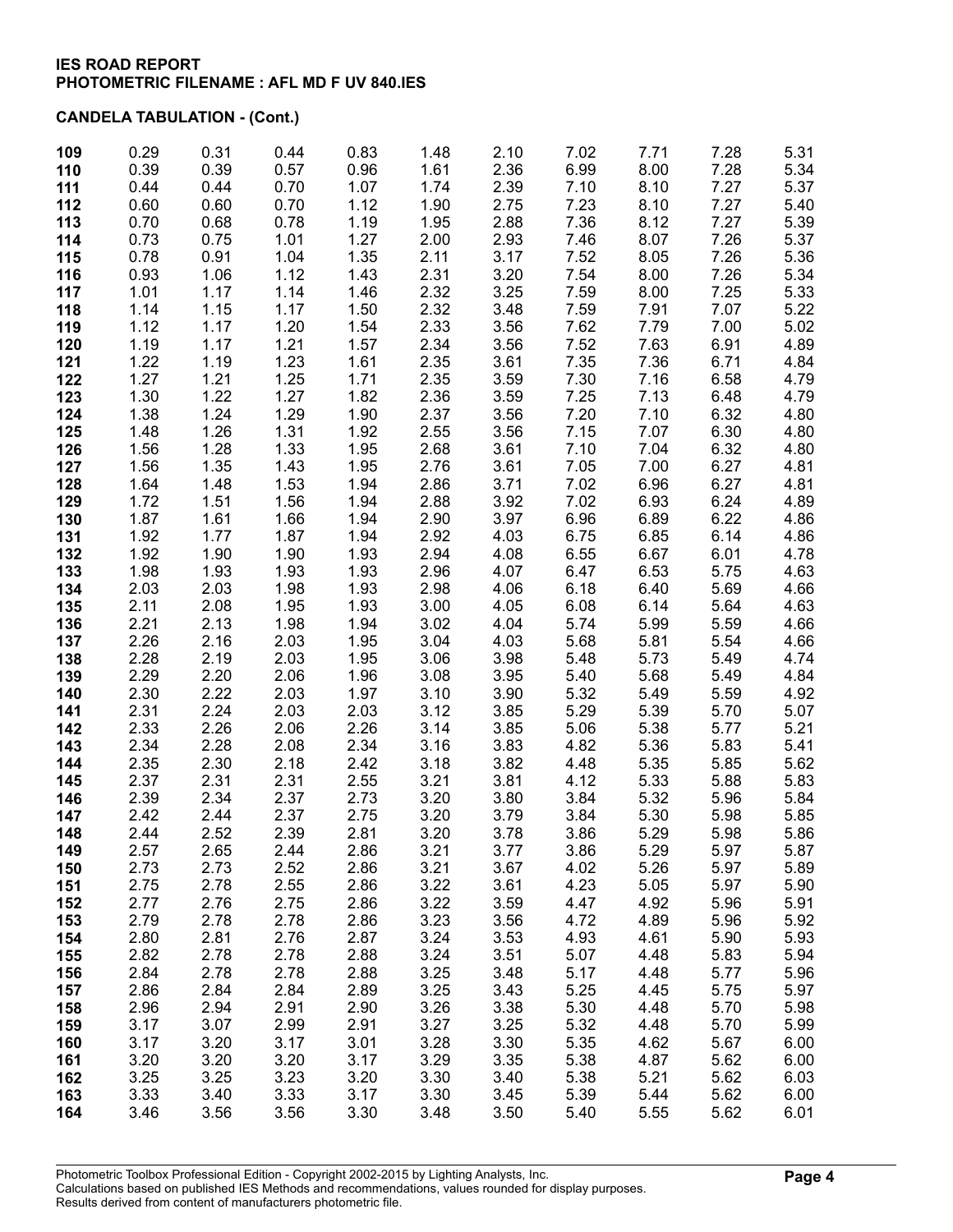**IES ROAD REPORT**
**PHOTOMETRIC FILENAME : AFL MD F UV 840.IES**

**CANDELA TABULATION - (Cont.)**

| | | | | | | | | | | |
|---|---|---|---|---|---|---|---|---|---|---|
| **109** | 0.29 | 0.31 | 0.44 | 0.83 | 1.48 | 2.10 | 7.02 | 7.71 | 7.28 | 5.31 |
| **110** | 0.39 | 0.39 | 0.57 | 0.96 | 1.61 | 2.36 | 6.99 | 8.00 | 7.28 | 5.34 |
| **111** | 0.44 | 0.44 | 0.70 | 1.07 | 1.74 | 2.39 | 7.10 | 8.10 | 7.27 | 5.37 |
| **112** | 0.60 | 0.60 | 0.70 | 1.12 | 1.90 | 2.75 | 7.23 | 8.10 | 7.27 | 5.40 |
| **113** | 0.70 | 0.68 | 0.78 | 1.19 | 1.95 | 2.88 | 7.36 | 8.12 | 7.27 | 5.39 |
| **114** | 0.73 | 0.75 | 1.01 | 1.27 | 2.00 | 2.93 | 7.46 | 8.07 | 7.26 | 5.37 |
| **115** | 0.78 | 0.91 | 1.04 | 1.35 | 2.11 | 3.17 | 7.52 | 8.05 | 7.26 | 5.36 |
| **116** | 0.93 | 1.06 | 1.12 | 1.43 | 2.31 | 3.20 | 7.54 | 8.00 | 7.26 | 5.34 |
| **117** | 1.01 | 1.17 | 1.14 | 1.46 | 2.32 | 3.25 | 7.59 | 8.00 | 7.25 | 5.33 |
| **118** | 1.14 | 1.15 | 1.17 | 1.50 | 2.32 | 3.48 | 7.59 | 7.91 | 7.07 | 5.22 |
| **119** | 1.12 | 1.17 | 1.20 | 1.54 | 2.33 | 3.56 | 7.62 | 7.79 | 7.00 | 5.02 |
| **120** | 1.19 | 1.17 | 1.21 | 1.57 | 2.34 | 3.56 | 7.52 | 7.63 | 6.91 | 4.89 |
| **121** | 1.22 | 1.19 | 1.23 | 1.61 | 2.35 | 3.61 | 7.35 | 7.36 | 6.71 | 4.84 |
| **122** | 1.27 | 1.21 | 1.25 | 1.71 | 2.35 | 3.59 | 7.30 | 7.16 | 6.58 | 4.79 |
| **123** | 1.30 | 1.22 | 1.27 | 1.82 | 2.36 | 3.59 | 7.25 | 7.13 | 6.48 | 4.79 |
| **124** | 1.38 | 1.24 | 1.29 | 1.90 | 2.37 | 3.56 | 7.20 | 7.10 | 6.32 | 4.80 |
| **125** | 1.48 | 1.26 | 1.31 | 1.92 | 2.55 | 3.56 | 7.15 | 7.07 | 6.30 | 4.80 |
| **126** | 1.56 | 1.28 | 1.33 | 1.95 | 2.68 | 3.61 | 7.10 | 7.04 | 6.32 | 4.80 |
| **127** | 1.56 | 1.35 | 1.43 | 1.95 | 2.76 | 3.61 | 7.05 | 7.00 | 6.27 | 4.81 |
| **128** | 1.64 | 1.48 | 1.53 | 1.94 | 2.86 | 3.71 | 7.02 | 6.96 | 6.27 | 4.81 |
| **129** | 1.72 | 1.51 | 1.56 | 1.94 | 2.88 | 3.92 | 7.02 | 6.93 | 6.24 | 4.89 |
| **130** | 1.87 | 1.61 | 1.66 | 1.94 | 2.90 | 3.97 | 6.96 | 6.89 | 6.22 | 4.86 |
| **131** | 1.92 | 1.77 | 1.87 | 1.94 | 2.92 | 4.03 | 6.75 | 6.85 | 6.14 | 4.86 |
| **132** | 1.92 | 1.90 | 1.90 | 1.93 | 2.94 | 4.08 | 6.55 | 6.67 | 6.01 | 4.78 |
| **133** | 1.98 | 1.93 | 1.93 | 1.93 | 2.96 | 4.07 | 6.47 | 6.53 | 5.75 | 4.63 |
| **134** | 2.03 | 2.03 | 1.98 | 1.93 | 2.98 | 4.06 | 6.18 | 6.40 | 5.69 | 4.66 |
| **135** | 2.11 | 2.08 | 1.95 | 1.93 | 3.00 | 4.05 | 6.08 | 6.14 | 5.64 | 4.63 |
| **136** | 2.21 | 2.13 | 1.98 | 1.94 | 3.02 | 4.04 | 5.74 | 5.99 | 5.59 | 4.66 |
| **137** | 2.26 | 2.16 | 2.03 | 1.95 | 3.04 | 4.03 | 5.68 | 5.81 | 5.54 | 4.66 |
| **138** | 2.28 | 2.19 | 2.03 | 1.95 | 3.06 | 3.98 | 5.48 | 5.73 | 5.49 | 4.74 |
| **139** | 2.29 | 2.20 | 2.06 | 1.96 | 3.08 | 3.95 | 5.40 | 5.68 | 5.49 | 4.84 |
| **140** | 2.30 | 2.22 | 2.03 | 1.97 | 3.10 | 3.90 | 5.32 | 5.49 | 5.59 | 4.92 |
| **141** | 2.31 | 2.24 | 2.03 | 2.03 | 3.12 | 3.85 | 5.29 | 5.39 | 5.70 | 5.07 |
| **142** | 2.33 | 2.26 | 2.06 | 2.26 | 3.14 | 3.85 | 5.06 | 5.38 | 5.77 | 5.21 |
| **143** | 2.34 | 2.28 | 2.08 | 2.34 | 3.16 | 3.83 | 4.82 | 5.36 | 5.83 | 5.41 |
| **144** | 2.35 | 2.30 | 2.18 | 2.42 | 3.18 | 3.82 | 4.48 | 5.35 | 5.85 | 5.62 |
| **145** | 2.37 | 2.31 | 2.31 | 2.55 | 3.21 | 3.81 | 4.12 | 5.33 | 5.88 | 5.83 |
| **146** | 2.39 | 2.34 | 2.37 | 2.73 | 3.20 | 3.80 | 3.84 | 5.32 | 5.96 | 5.84 |
| **147** | 2.42 | 2.44 | 2.37 | 2.75 | 3.20 | 3.79 | 3.84 | 5.30 | 5.98 | 5.85 |
| **148** | 2.44 | 2.52 | 2.39 | 2.81 | 3.20 | 3.78 | 3.86 | 5.29 | 5.98 | 5.86 |
| **149** | 2.57 | 2.65 | 2.44 | 2.86 | 3.21 | 3.77 | 3.86 | 5.29 | 5.97 | 5.87 |
| **150** | 2.73 | 2.73 | 2.52 | 2.86 | 3.21 | 3.67 | 4.02 | 5.26 | 5.97 | 5.89 |
| **151** | 2.75 | 2.78 | 2.55 | 2.86 | 3.22 | 3.61 | 4.23 | 5.05 | 5.97 | 5.90 |
| **152** | 2.77 | 2.76 | 2.75 | 2.86 | 3.22 | 3.59 | 4.47 | 4.92 | 5.96 | 5.91 |
| **153** | 2.79 | 2.78 | 2.78 | 2.86 | 3.23 | 3.56 | 4.72 | 4.89 | 5.96 | 5.92 |
| **154** | 2.80 | 2.81 | 2.76 | 2.87 | 3.24 | 3.53 | 4.93 | 4.61 | 5.90 | 5.93 |
| **155** | 2.82 | 2.78 | 2.78 | 2.88 | 3.24 | 3.51 | 5.07 | 4.48 | 5.83 | 5.94 |
| **156** | 2.84 | 2.78 | 2.78 | 2.88 | 3.25 | 3.48 | 5.17 | 4.48 | 5.77 | 5.96 |
| **157** | 2.86 | 2.84 | 2.84 | 2.89 | 3.25 | 3.43 | 5.25 | 4.45 | 5.75 | 5.97 |
| **158** | 2.96 | 2.94 | 2.91 | 2.90 | 3.26 | 3.38 | 5.30 | 4.48 | 5.70 | 5.98 |
| **159** | 3.17 | 3.07 | 2.99 | 2.91 | 3.27 | 3.25 | 5.32 | 4.48 | 5.70 | 5.99 |
| **160** | 3.17 | 3.20 | 3.17 | 3.01 | 3.28 | 3.30 | 5.35 | 4.62 | 5.67 | 6.00 |
| **161** | 3.20 | 3.20 | 3.20 | 3.17 | 3.29 | 3.35 | 5.38 | 4.87 | 5.62 | 6.00 |
| **162** | 3.25 | 3.25 | 3.23 | 3.20 | 3.30 | 3.40 | 5.38 | 5.21 | 5.62 | 6.03 |
| **163** | 3.33 | 3.40 | 3.33 | 3.17 | 3.30 | 3.45 | 5.39 | 5.44 | 5.62 | 6.00 |
| **164** | 3.46 | 3.56 | 3.56 | 3.30 | 3.48 | 3.50 | 5.40 | 5.55 | 5.62 | 6.01 |

Photometric Toolbox Professional Edition - Copyright 2002-2015 by Lighting Analysts, Inc.
Calculations based on published IES Methods and recommendations, values rounded for display purposes.
Results derived from content of manufacturers photometric file.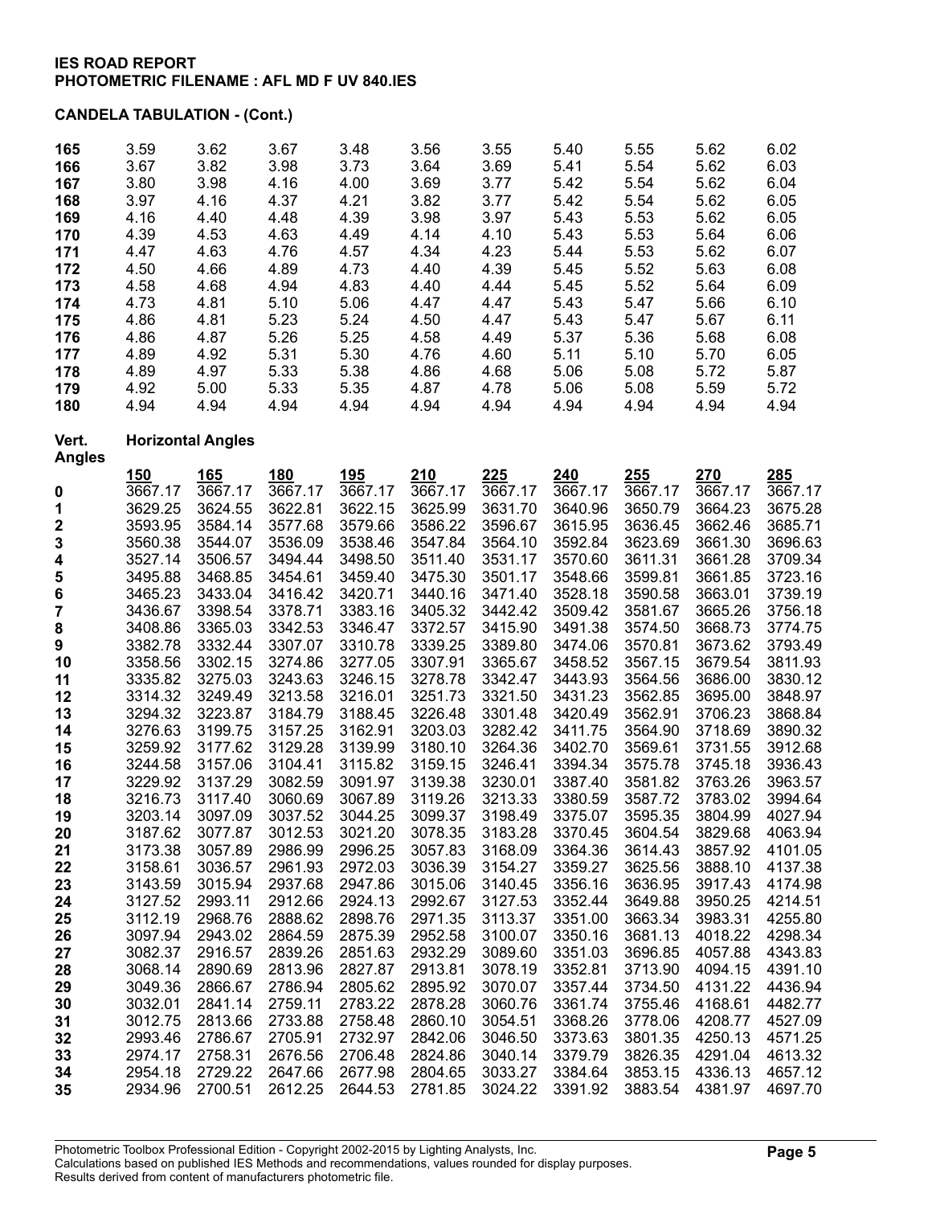**IES ROAD REPORT**
**PHOTOMETRIC FILENAME : AFL MD F UV 840.IES**

**CANDELA TABULATION - (Cont.)**

| | | | | | | | | | | |
|---|---|---|---|---|---|---|---|---|---|---|
| **165** | 3.59 | 3.62 | 3.67 | 3.48 | 3.56 | 3.55 | 5.40 | 5.55 | 5.62 | 6.02 |
| **166** | 3.67 | 3.82 | 3.98 | 3.73 | 3.64 | 3.69 | 5.41 | 5.54 | 5.62 | 6.03 |
| **167** | 3.80 | 3.98 | 4.16 | 4.00 | 3.69 | 3.77 | 5.42 | 5.54 | 5.62 | 6.04 |
| **168** | 3.97 | 4.16 | 4.37 | 4.21 | 3.82 | 3.77 | 5.42 | 5.54 | 5.62 | 6.05 |
| **169** | 4.16 | 4.40 | 4.48 | 4.39 | 3.98 | 3.97 | 5.43 | 5.53 | 5.62 | 6.05 |
| **170** | 4.39 | 4.53 | 4.63 | 4.49 | 4.14 | 4.10 | 5.43 | 5.53 | 5.64 | 6.06 |
| **171** | 4.47 | 4.63 | 4.76 | 4.57 | 4.34 | 4.23 | 5.44 | 5.53 | 5.62 | 6.07 |
| **172** | 4.50 | 4.66 | 4.89 | 4.73 | 4.40 | 4.39 | 5.45 | 5.52 | 5.63 | 6.08 |
| **173** | 4.58 | 4.68 | 4.94 | 4.83 | 4.40 | 4.44 | 5.45 | 5.52 | 5.64 | 6.09 |
| **174** | 4.73 | 4.81 | 5.10 | 5.06 | 4.47 | 4.47 | 5.43 | 5.47 | 5.66 | 6.10 |
| **175** | 4.86 | 4.81 | 5.23 | 5.24 | 4.50 | 4.47 | 5.43 | 5.47 | 5.67 | 6.11 |
| **176** | 4.86 | 4.87 | 5.26 | 5.25 | 4.58 | 4.49 | 5.37 | 5.36 | 5.68 | 6.08 |
| **177** | 4.89 | 4.92 | 5.31 | 5.30 | 4.76 | 4.60 | 5.11 | 5.10 | 5.70 | 6.05 |
| **178** | 4.89 | 4.97 | 5.33 | 5.38 | 4.86 | 4.68 | 5.06 | 5.08 | 5.72 | 5.87 |
| **179** | 4.92 | 5.00 | 5.33 | 5.35 | 4.87 | 4.78 | 5.06 | 5.08 | 5.59 | 5.72 |
| **180** | 4.94 | 4.94 | 4.94 | 4.94 | 4.94 | 4.94 | 4.94 | 4.94 | 4.94 | 4.94 |

**Vert. Angles** | **Horizontal Angles**

| Vert. Angles | 150 | 165 | 180 | 195 | 210 | 225 | 240 | 255 | 270 | 285 |
|---|---|---|---|---|---|---|---|---|---|---|
| **0** | 3667.17 | 3667.17 | 3667.17 | 3667.17 | 3667.17 | 3667.17 | 3667.17 | 3667.17 | 3667.17 | 3667.17 |
| **1** | 3629.25 | 3624.55 | 3622.81 | 3622.15 | 3625.99 | 3631.70 | 3640.96 | 3650.79 | 3664.23 | 3675.28 |
| **2** | 3593.95 | 3584.14 | 3577.68 | 3579.66 | 3586.22 | 3596.67 | 3615.95 | 3636.45 | 3662.46 | 3685.71 |
| **3** | 3560.38 | 3544.07 | 3536.09 | 3538.46 | 3547.84 | 3564.10 | 3592.84 | 3623.69 | 3661.30 | 3696.63 |
| **4** | 3527.14 | 3506.57 | 3494.44 | 3498.50 | 3511.40 | 3531.17 | 3570.60 | 3611.31 | 3661.28 | 3709.34 |
| **5** | 3495.88 | 3468.85 | 3454.61 | 3459.40 | 3475.30 | 3501.17 | 3548.66 | 3599.81 | 3661.85 | 3723.16 |
| **6** | 3465.23 | 3433.04 | 3416.42 | 3420.71 | 3440.16 | 3471.40 | 3528.18 | 3590.58 | 3663.01 | 3739.19 |
| **7** | 3436.67 | 3398.54 | 3378.71 | 3383.16 | 3405.32 | 3442.42 | 3509.42 | 3581.67 | 3665.26 | 3756.18 |
| **8** | 3408.86 | 3365.03 | 3342.53 | 3346.47 | 3372.57 | 3415.90 | 3491.38 | 3574.50 | 3668.73 | 3774.75 |
| **9** | 3382.78 | 3332.44 | 3307.07 | 3310.78 | 3339.25 | 3389.80 | 3474.06 | 3570.81 | 3673.62 | 3793.49 |
| **10** | 3358.56 | 3302.15 | 3274.86 | 3277.05 | 3307.91 | 3365.67 | 3458.52 | 3567.15 | 3679.54 | 3811.93 |
| **11** | 3335.82 | 3275.03 | 3243.63 | 3246.15 | 3278.78 | 3342.47 | 3443.93 | 3564.56 | 3686.00 | 3830.12 |
| **12** | 3314.32 | 3249.49 | 3213.58 | 3216.01 | 3251.73 | 3321.50 | 3431.23 | 3562.85 | 3695.00 | 3848.97 |
| **13** | 3294.32 | 3223.87 | 3184.79 | 3188.45 | 3226.48 | 3301.48 | 3420.49 | 3562.91 | 3706.23 | 3868.84 |
| **14** | 3276.63 | 3199.75 | 3157.25 | 3162.91 | 3203.03 | 3282.42 | 3411.75 | 3564.90 | 3718.69 | 3890.32 |
| **15** | 3259.92 | 3177.62 | 3129.28 | 3139.99 | 3180.10 | 3264.36 | 3402.70 | 3569.61 | 3731.55 | 3912.68 |
| **16** | 3244.58 | 3157.06 | 3104.41 | 3115.82 | 3159.15 | 3246.41 | 3394.34 | 3575.78 | 3745.18 | 3936.43 |
| **17** | 3229.92 | 3137.29 | 3082.59 | 3091.97 | 3139.38 | 3230.01 | 3387.40 | 3581.82 | 3763.26 | 3963.57 |
| **18** | 3216.73 | 3117.40 | 3060.69 | 3067.89 | 3119.26 | 3213.33 | 3380.59 | 3587.72 | 3783.02 | 3994.64 |
| **19** | 3203.14 | 3097.09 | 3037.52 | 3044.25 | 3099.37 | 3198.49 | 3375.07 | 3595.35 | 3804.99 | 4027.94 |
| **20** | 3187.62 | 3077.87 | 3012.53 | 3021.20 | 3078.35 | 3183.28 | 3370.45 | 3604.54 | 3829.68 | 4063.94 |
| **21** | 3173.38 | 3057.89 | 2986.99 | 2996.25 | 3057.83 | 3168.09 | 3364.36 | 3614.43 | 3857.92 | 4101.05 |
| **22** | 3158.61 | 3036.57 | 2961.93 | 2972.03 | 3036.39 | 3154.27 | 3359.27 | 3625.56 | 3888.10 | 4137.38 |
| **23** | 3143.59 | 3015.94 | 2937.68 | 2947.86 | 3015.06 | 3140.45 | 3356.16 | 3636.95 | 3917.43 | 4174.98 |
| **24** | 3127.52 | 2993.11 | 2912.66 | 2924.13 | 2992.67 | 3127.53 | 3352.44 | 3649.88 | 3950.25 | 4214.51 |
| **25** | 3112.19 | 2968.76 | 2888.62 | 2898.76 | 2971.35 | 3113.37 | 3351.00 | 3663.34 | 3983.31 | 4255.80 |
| **26** | 3097.94 | 2943.02 | 2864.59 | 2875.39 | 2952.58 | 3100.07 | 3350.16 | 3681.13 | 4018.22 | 4298.34 |
| **27** | 3082.37 | 2916.57 | 2839.26 | 2851.63 | 2932.29 | 3089.60 | 3351.03 | 3696.85 | 4057.88 | 4343.83 |
| **28** | 3068.14 | 2890.69 | 2813.96 | 2827.87 | 2913.81 | 3078.19 | 3352.81 | 3713.90 | 4094.15 | 4391.10 |
| **29** | 3049.36 | 2866.67 | 2786.94 | 2805.62 | 2895.92 | 3070.07 | 3357.44 | 3734.50 | 4131.22 | 4436.94 |
| **30** | 3032.01 | 2841.14 | 2759.11 | 2783.22 | 2878.28 | 3060.76 | 3361.74 | 3755.46 | 4168.61 | 4482.77 |
| **31** | 3012.75 | 2813.66 | 2733.88 | 2758.48 | 2860.10 | 3054.51 | 3368.26 | 3778.06 | 4208.77 | 4527.09 |
| **32** | 2993.46 | 2786.67 | 2705.91 | 2732.97 | 2842.06 | 3046.50 | 3373.63 | 3801.35 | 4250.13 | 4571.25 |
| **33** | 2974.17 | 2758.31 | 2676.56 | 2706.48 | 2824.86 | 3040.14 | 3379.79 | 3826.35 | 4291.04 | 4613.32 |
| **34** | 2954.18 | 2729.22 | 2647.66 | 2677.98 | 2804.65 | 3033.27 | 3384.64 | 3853.15 | 4336.13 | 4657.12 |
| **35** | 2934.96 | 2700.51 | 2612.25 | 2644.53 | 2781.85 | 3024.22 | 3391.92 | 3883.54 | 4381.97 | 4697.70 |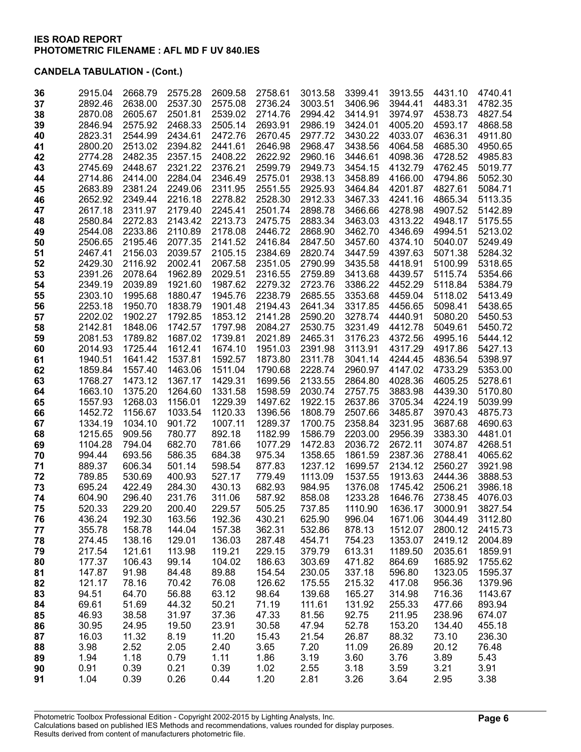**IES ROAD REPORT**
**PHOTOMETRIC FILENAME : AFL MD F UV 840.IES**

**CANDELA TABULATION - (Cont.)**

| | | | | | | | | | | |
|---|---|---|---|---|---|---|---|---|---|---|
| 36 | 2915.04 | 2668.79 | 2575.28 | 2609.58 | 2758.61 | 3013.58 | 3399.41 | 3913.55 | 4431.10 | 4740.41 |
| 37 | 2892.46 | 2638.00 | 2537.30 | 2575.08 | 2736.24 | 3003.51 | 3406.96 | 3944.41 | 4483.31 | 4782.35 |
| 38 | 2870.08 | 2605.67 | 2501.81 | 2539.02 | 2714.76 | 2994.42 | 3414.91 | 3974.97 | 4538.73 | 4827.54 |
| 39 | 2846.94 | 2575.92 | 2468.33 | 2505.14 | 2693.91 | 2986.19 | 3424.01 | 4005.20 | 4593.17 | 4868.58 |
| 40 | 2823.31 | 2544.99 | 2434.61 | 2472.76 | 2670.45 | 2977.72 | 3430.22 | 4033.07 | 4636.31 | 4911.80 |
| 41 | 2800.20 | 2513.02 | 2394.82 | 2441.61 | 2646.98 | 2968.47 | 3438.56 | 4064.58 | 4685.30 | 4950.65 |
| 42 | 2774.28 | 2482.35 | 2357.15 | 2408.22 | 2622.92 | 2960.16 | 3446.61 | 4098.36 | 4728.52 | 4985.83 |
| 43 | 2745.69 | 2448.67 | 2321.22 | 2376.21 | 2599.79 | 2949.73 | 3454.15 | 4132.79 | 4762.45 | 5019.77 |
| 44 | 2714.86 | 2414.00 | 2284.04 | 2346.49 | 2575.01 | 2938.13 | 3458.89 | 4166.00 | 4794.86 | 5052.30 |
| 45 | 2683.89 | 2381.24 | 2249.06 | 2311.95 | 2551.55 | 2925.93 | 3464.84 | 4201.87 | 4827.61 | 5084.71 |
| 46 | 2652.92 | 2349.44 | 2216.18 | 2278.82 | 2528.30 | 2912.33 | 3467.33 | 4241.16 | 4865.34 | 5113.35 |
| 47 | 2617.18 | 2311.97 | 2179.40 | 2245.41 | 2501.74 | 2898.78 | 3466.66 | 4278.98 | 4907.52 | 5142.89 |
| 48 | 2580.84 | 2272.83 | 2143.42 | 2213.73 | 2475.75 | 2883.34 | 3463.03 | 4313.22 | 4948.17 | 5175.55 |
| 49 | 2544.08 | 2233.86 | 2110.89 | 2178.08 | 2446.72 | 2868.90 | 3462.70 | 4346.69 | 4994.51 | 5213.02 |
| 50 | 2506.65 | 2195.46 | 2077.35 | 2141.52 | 2416.84 | 2847.50 | 3457.60 | 4374.10 | 5040.07 | 5249.49 |
| 51 | 2467.41 | 2156.03 | 2039.57 | 2105.15 | 2384.69 | 2820.74 | 3447.59 | 4397.63 | 5071.38 | 5284.32 |
| 52 | 2429.30 | 2116.92 | 2002.41 | 2067.58 | 2351.05 | 2790.99 | 3435.58 | 4418.91 | 5100.99 | 5318.65 |
| 53 | 2391.26 | 2078.64 | 1962.89 | 2029.51 | 2316.55 | 2759.89 | 3413.68 | 4439.57 | 5115.74 | 5354.66 |
| 54 | 2349.19 | 2039.89 | 1921.60 | 1987.62 | 2279.32 | 2723.76 | 3386.22 | 4452.29 | 5118.84 | 5384.79 |
| 55 | 2303.10 | 1995.68 | 1880.47 | 1945.76 | 2238.79 | 2685.55 | 3353.68 | 4459.04 | 5118.02 | 5413.49 |
| 56 | 2253.18 | 1950.70 | 1838.79 | 1901.48 | 2194.43 | 2641.34 | 3317.85 | 4456.65 | 5098.41 | 5438.65 |
| 57 | 2202.02 | 1902.27 | 1792.85 | 1853.12 | 2141.28 | 2590.20 | 3278.74 | 4440.91 | 5080.20 | 5450.53 |
| 58 | 2142.81 | 1848.06 | 1742.57 | 1797.98 | 2084.27 | 2530.75 | 3231.49 | 4412.78 | 5049.61 | 5450.72 |
| 59 | 2081.53 | 1789.82 | 1687.02 | 1739.81 | 2021.89 | 2465.31 | 3176.23 | 4372.56 | 4995.16 | 5444.12 |
| 60 | 2014.93 | 1725.44 | 1612.41 | 1674.10 | 1951.03 | 2391.98 | 3113.91 | 4317.29 | 4917.86 | 5427.13 |
| 61 | 1940.51 | 1641.42 | 1537.81 | 1592.57 | 1873.80 | 2311.78 | 3041.14 | 4244.45 | 4836.54 | 5398.97 |
| 62 | 1859.84 | 1557.40 | 1463.06 | 1511.04 | 1790.68 | 2228.74 | 2960.97 | 4147.02 | 4733.29 | 5353.00 |
| 63 | 1768.27 | 1473.12 | 1367.17 | 1429.31 | 1699.56 | 2133.55 | 2864.80 | 4028.36 | 4605.25 | 5278.61 |
| 64 | 1663.10 | 1375.20 | 1264.60 | 1331.58 | 1598.59 | 2030.74 | 2757.75 | 3883.98 | 4439.30 | 5170.80 |
| 65 | 1557.93 | 1268.03 | 1156.01 | 1229.39 | 1497.62 | 1922.15 | 2637.86 | 3705.34 | 4224.19 | 5039.99 |
| 66 | 1452.72 | 1156.67 | 1033.54 | 1120.33 | 1396.56 | 1808.79 | 2507.66 | 3485.87 | 3970.43 | 4875.73 |
| 67 | 1334.19 | 1034.10 | 901.72 | 1007.11 | 1289.37 | 1700.75 | 2358.84 | 3231.95 | 3687.68 | 4690.63 |
| 68 | 1215.65 | 909.56 | 780.77 | 892.18 | 1182.99 | 1586.79 | 2203.00 | 2956.39 | 3383.30 | 4481.01 |
| 69 | 1104.28 | 794.04 | 682.70 | 781.66 | 1077.29 | 1472.83 | 2036.72 | 2672.11 | 3074.87 | 4268.51 |
| 70 | 994.44 | 693.56 | 586.35 | 684.38 | 975.34 | 1358.65 | 1861.59 | 2387.36 | 2788.41 | 4065.62 |
| 71 | 889.37 | 606.34 | 501.14 | 598.54 | 877.83 | 1237.12 | 1699.57 | 2134.12 | 2560.27 | 3921.98 |
| 72 | 789.85 | 530.69 | 400.93 | 527.17 | 779.49 | 1113.09 | 1537.55 | 1913.63 | 2444.36 | 3888.53 |
| 73 | 695.24 | 422.49 | 284.30 | 430.13 | 682.93 | 984.95 | 1376.08 | 1745.42 | 2506.21 | 3986.18 |
| 74 | 604.90 | 296.40 | 231.76 | 311.06 | 587.92 | 858.08 | 1233.28 | 1646.76 | 2738.45 | 4076.03 |
| 75 | 520.33 | 229.20 | 200.40 | 229.57 | 505.25 | 737.85 | 1110.90 | 1636.17 | 3000.91 | 3827.54 |
| 76 | 436.24 | 192.30 | 163.56 | 192.36 | 430.21 | 625.90 | 996.04 | 1671.06 | 3044.49 | 3112.80 |
| 77 | 355.78 | 158.78 | 144.04 | 157.38 | 362.31 | 532.86 | 878.13 | 1512.07 | 2800.12 | 2415.73 |
| 78 | 274.45 | 138.16 | 129.01 | 136.03 | 287.48 | 454.71 | 754.23 | 1353.07 | 2419.12 | 2004.89 |
| 79 | 217.54 | 121.61 | 113.98 | 119.21 | 229.15 | 379.79 | 613.31 | 1189.50 | 2035.61 | 1859.91 |
| 80 | 177.37 | 106.43 | 99.14 | 104.02 | 186.63 | 303.69 | 471.82 | 864.69 | 1685.92 | 1755.62 |
| 81 | 147.87 | 91.98 | 84.48 | 89.88 | 154.54 | 230.05 | 337.18 | 596.80 | 1323.05 | 1595.37 |
| 82 | 121.17 | 78.16 | 70.42 | 76.08 | 126.62 | 175.55 | 215.32 | 417.08 | 956.36 | 1379.96 |
| 83 | 94.51 | 64.70 | 56.88 | 63.12 | 98.64 | 139.68 | 165.27 | 314.98 | 716.36 | 1143.67 |
| 84 | 69.61 | 51.69 | 44.32 | 50.21 | 71.19 | 111.61 | 131.92 | 255.33 | 477.66 | 893.94 |
| 85 | 46.93 | 38.58 | 31.97 | 37.36 | 47.33 | 81.56 | 92.75 | 211.95 | 238.96 | 674.07 |
| 86 | 30.95 | 24.95 | 19.50 | 23.91 | 30.58 | 47.94 | 52.78 | 153.20 | 134.40 | 455.18 |
| 87 | 16.03 | 11.32 | 8.19 | 11.20 | 15.43 | 21.54 | 26.87 | 88.32 | 73.10 | 236.30 |
| 88 | 3.98 | 2.52 | 2.05 | 2.40 | 3.65 | 7.20 | 11.09 | 26.89 | 20.12 | 76.48 |
| 89 | 1.94 | 1.18 | 0.79 | 1.11 | 1.86 | 3.19 | 3.60 | 3.76 | 3.89 | 5.43 |
| 90 | 0.91 | 0.39 | 0.21 | 0.39 | 1.02 | 2.55 | 3.18 | 3.59 | 3.21 | 3.91 |
| 91 | 1.04 | 0.39 | 0.26 | 0.44 | 1.20 | 2.81 | 3.26 | 3.64 | 2.95 | 3.38 |

Photometric Toolbox Professional Edition - Copyright 2002-2015 by Lighting Analysts, Inc.
Calculations based on published IES Methods and recommendations, values rounded for display purposes.
Results derived from content of manufacturers photometric file.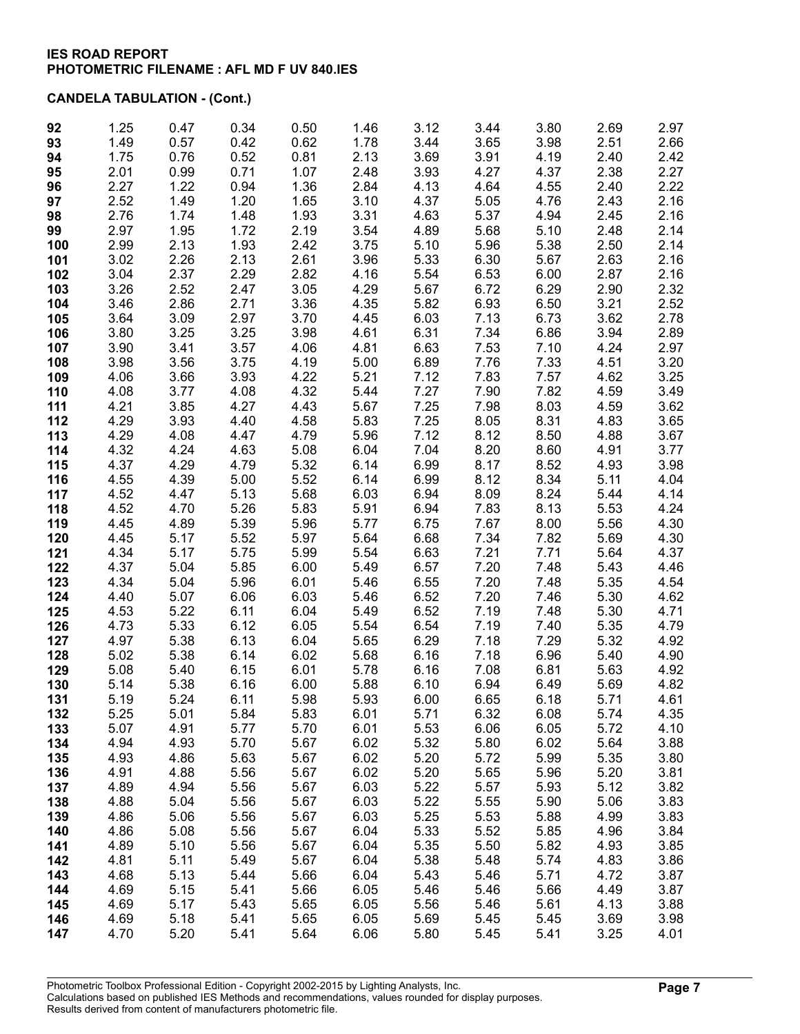**IES ROAD REPORT**
**PHOTOMETRIC FILENAME : AFL MD F UV 840.IES**

**CANDELA TABULATION - (Cont.)**

| | | | | | | | | | | |
|---|---|---|---|---|---|---|---|---|---|---|
| **92** | 1.25 | 0.47 | 0.34 | 0.50 | 1.46 | 3.12 | 3.44 | 3.80 | 2.69 | 2.97 |
| **93** | 1.49 | 0.57 | 0.42 | 0.62 | 1.78 | 3.44 | 3.65 | 3.98 | 2.51 | 2.66 |
| **94** | 1.75 | 0.76 | 0.52 | 0.81 | 2.13 | 3.69 | 3.91 | 4.19 | 2.40 | 2.42 |
| **95** | 2.01 | 0.99 | 0.71 | 1.07 | 2.48 | 3.93 | 4.27 | 4.37 | 2.38 | 2.27 |
| **96** | 2.27 | 1.22 | 0.94 | 1.36 | 2.84 | 4.13 | 4.64 | 4.55 | 2.40 | 2.22 |
| **97** | 2.52 | 1.49 | 1.20 | 1.65 | 3.10 | 4.37 | 5.05 | 4.76 | 2.43 | 2.16 |
| **98** | 2.76 | 1.74 | 1.48 | 1.93 | 3.31 | 4.63 | 5.37 | 4.94 | 2.45 | 2.16 |
| **99** | 2.97 | 1.95 | 1.72 | 2.19 | 3.54 | 4.89 | 5.68 | 5.10 | 2.48 | 2.14 |
| **100** | 2.99 | 2.13 | 1.93 | 2.42 | 3.75 | 5.10 | 5.96 | 5.38 | 2.50 | 2.14 |
| **101** | 3.02 | 2.26 | 2.13 | 2.61 | 3.96 | 5.33 | 6.30 | 5.67 | 2.63 | 2.16 |
| **102** | 3.04 | 2.37 | 2.29 | 2.82 | 4.16 | 5.54 | 6.53 | 6.00 | 2.87 | 2.16 |
| **103** | 3.26 | 2.52 | 2.47 | 3.05 | 4.29 | 5.67 | 6.72 | 6.29 | 2.90 | 2.32 |
| **104** | 3.46 | 2.86 | 2.71 | 3.36 | 4.35 | 5.82 | 6.93 | 6.50 | 3.21 | 2.52 |
| **105** | 3.64 | 3.09 | 2.97 | 3.70 | 4.45 | 6.03 | 7.13 | 6.73 | 3.62 | 2.78 |
| **106** | 3.80 | 3.25 | 3.25 | 3.98 | 4.61 | 6.31 | 7.34 | 6.86 | 3.94 | 2.89 |
| **107** | 3.90 | 3.41 | 3.57 | 4.06 | 4.81 | 6.63 | 7.53 | 7.10 | 4.24 | 2.97 |
| **108** | 3.98 | 3.56 | 3.75 | 4.19 | 5.00 | 6.89 | 7.76 | 7.33 | 4.51 | 3.20 |
| **109** | 4.06 | 3.66 | 3.93 | 4.22 | 5.21 | 7.12 | 7.83 | 7.57 | 4.62 | 3.25 |
| **110** | 4.08 | 3.77 | 4.08 | 4.32 | 5.44 | 7.27 | 7.90 | 7.82 | 4.59 | 3.49 |
| **111** | 4.21 | 3.85 | 4.27 | 4.43 | 5.67 | 7.25 | 7.98 | 8.03 | 4.59 | 3.62 |
| **112** | 4.29 | 3.93 | 4.40 | 4.58 | 5.83 | 7.25 | 8.05 | 8.31 | 4.83 | 3.65 |
| **113** | 4.29 | 4.08 | 4.47 | 4.79 | 5.96 | 7.12 | 8.12 | 8.50 | 4.88 | 3.67 |
| **114** | 4.32 | 4.24 | 4.63 | 5.08 | 6.04 | 7.04 | 8.20 | 8.60 | 4.91 | 3.77 |
| **115** | 4.37 | 4.29 | 4.79 | 5.32 | 6.14 | 6.99 | 8.17 | 8.52 | 4.93 | 3.98 |
| **116** | 4.55 | 4.39 | 5.00 | 5.52 | 6.14 | 6.99 | 8.12 | 8.34 | 5.11 | 4.04 |
| **117** | 4.52 | 4.47 | 5.13 | 5.68 | 6.03 | 6.94 | 8.09 | 8.24 | 5.44 | 4.14 |
| **118** | 4.52 | 4.70 | 5.26 | 5.83 | 5.91 | 6.94 | 7.83 | 8.13 | 5.53 | 4.24 |
| **119** | 4.45 | 4.89 | 5.39 | 5.96 | 5.77 | 6.75 | 7.67 | 8.00 | 5.56 | 4.30 |
| **120** | 4.45 | 5.17 | 5.52 | 5.97 | 5.64 | 6.68 | 7.34 | 7.82 | 5.69 | 4.30 |
| **121** | 4.34 | 5.17 | 5.75 | 5.99 | 5.54 | 6.63 | 7.21 | 7.71 | 5.64 | 4.37 |
| **122** | 4.37 | 5.04 | 5.85 | 6.00 | 5.49 | 6.57 | 7.20 | 7.48 | 5.43 | 4.46 |
| **123** | 4.34 | 5.04 | 5.96 | 6.01 | 5.46 | 6.55 | 7.20 | 7.48 | 5.35 | 4.54 |
| **124** | 4.40 | 5.07 | 6.06 | 6.03 | 5.46 | 6.52 | 7.20 | 7.46 | 5.30 | 4.62 |
| **125** | 4.53 | 5.22 | 6.11 | 6.04 | 5.49 | 6.52 | 7.19 | 7.48 | 5.30 | 4.71 |
| **126** | 4.73 | 5.33 | 6.12 | 6.05 | 5.54 | 6.54 | 7.19 | 7.40 | 5.35 | 4.79 |
| **127** | 4.97 | 5.38 | 6.13 | 6.04 | 5.65 | 6.29 | 7.18 | 7.29 | 5.32 | 4.92 |
| **128** | 5.02 | 5.38 | 6.14 | 6.02 | 5.68 | 6.16 | 7.18 | 6.96 | 5.40 | 4.90 |
| **129** | 5.08 | 5.40 | 6.15 | 6.01 | 5.78 | 6.16 | 7.08 | 6.81 | 5.63 | 4.92 |
| **130** | 5.14 | 5.38 | 6.16 | 6.00 | 5.88 | 6.10 | 6.94 | 6.49 | 5.69 | 4.82 |
| **131** | 5.19 | 5.24 | 6.11 | 5.98 | 5.93 | 6.00 | 6.65 | 6.18 | 5.71 | 4.61 |
| **132** | 5.25 | 5.01 | 5.84 | 5.83 | 6.01 | 5.71 | 6.32 | 6.08 | 5.74 | 4.35 |
| **133** | 5.07 | 4.91 | 5.77 | 5.70 | 6.01 | 5.53 | 6.06 | 6.05 | 5.72 | 4.10 |
| **134** | 4.94 | 4.93 | 5.70 | 5.67 | 6.02 | 5.32 | 5.80 | 6.02 | 5.64 | 3.88 |
| **135** | 4.93 | 4.86 | 5.63 | 5.67 | 6.02 | 5.20 | 5.72 | 5.99 | 5.35 | 3.80 |
| **136** | 4.91 | 4.88 | 5.56 | 5.67 | 6.02 | 5.20 | 5.65 | 5.96 | 5.20 | 3.81 |
| **137** | 4.89 | 4.94 | 5.56 | 5.67 | 6.03 | 5.22 | 5.57 | 5.93 | 5.12 | 3.82 |
| **138** | 4.88 | 5.04 | 5.56 | 5.67 | 6.03 | 5.22 | 5.55 | 5.90 | 5.06 | 3.83 |
| **139** | 4.86 | 5.06 | 5.56 | 5.67 | 6.03 | 5.25 | 5.53 | 5.88 | 4.99 | 3.83 |
| **140** | 4.86 | 5.08 | 5.56 | 5.67 | 6.04 | 5.33 | 5.52 | 5.85 | 4.96 | 3.84 |
| **141** | 4.89 | 5.10 | 5.56 | 5.67 | 6.04 | 5.35 | 5.50 | 5.82 | 4.93 | 3.85 |
| **142** | 4.81 | 5.11 | 5.49 | 5.67 | 6.04 | 5.38 | 5.48 | 5.74 | 4.83 | 3.86 |
| **143** | 4.68 | 5.13 | 5.44 | 5.66 | 6.04 | 5.43 | 5.46 | 5.71 | 4.72 | 3.87 |
| **144** | 4.69 | 5.15 | 5.41 | 5.66 | 6.05 | 5.46 | 5.46 | 5.66 | 4.49 | 3.87 |
| **145** | 4.69 | 5.17 | 5.43 | 5.65 | 6.05 | 5.56 | 5.46 | 5.61 | 4.13 | 3.88 |
| **146** | 4.69 | 5.18 | 5.41 | 5.65 | 6.05 | 5.69 | 5.45 | 5.45 | 3.69 | 3.98 |
| **147** | 4.70 | 5.20 | 5.41 | 5.64 | 6.06 | 5.80 | 5.45 | 5.41 | 3.25 | 4.01 |

Photometric Toolbox Professional Edition - Copyright 2002-2015 by Lighting Analysts, Inc.
Calculations based on published IES Methods and recommendations, values rounded for display purposes.
Results derived from content of manufacturers photometric file.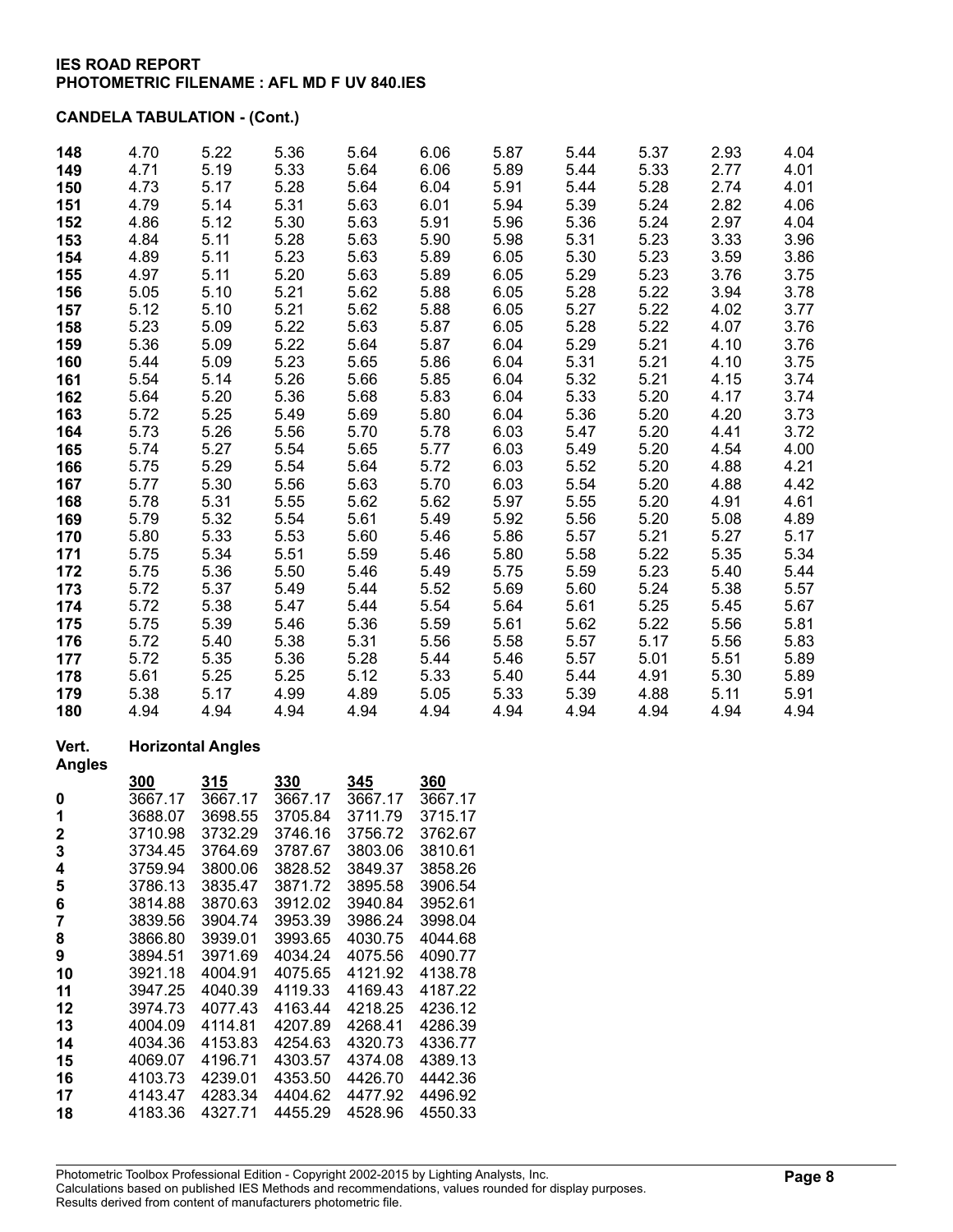## CANDELA TABULATION - (Cont.)

| | | | | | | | | | | |
|---|---|---|---|---|---|---|---|---|---|---|
| 148 | 4.70 | 5.22 | 5.36 | 5.64 | 6.06 | 5.87 | 5.44 | 5.37 | 2.93 | 4.04 |
| 149 | 4.71 | 5.19 | 5.33 | 5.64 | 6.06 | 5.89 | 5.44 | 5.33 | 2.77 | 4.01 |
| 150 | 4.73 | 5.17 | 5.28 | 5.64 | 6.04 | 5.91 | 5.44 | 5.28 | 2.74 | 4.01 |
| 151 | 4.79 | 5.14 | 5.31 | 5.63 | 6.01 | 5.94 | 5.39 | 5.24 | 2.82 | 4.06 |
| 152 | 4.86 | 5.12 | 5.30 | 5.63 | 5.91 | 5.96 | 5.36 | 5.24 | 2.97 | 4.04 |
| 153 | 4.84 | 5.11 | 5.28 | 5.63 | 5.90 | 5.98 | 5.31 | 5.23 | 3.33 | 3.96 |
| 154 | 4.89 | 5.11 | 5.23 | 5.63 | 5.89 | 6.05 | 5.30 | 5.23 | 3.59 | 3.86 |
| 155 | 4.97 | 5.11 | 5.20 | 5.63 | 5.89 | 6.05 | 5.29 | 5.23 | 3.76 | 3.75 |
| 156 | 5.05 | 5.10 | 5.21 | 5.62 | 5.88 | 6.05 | 5.28 | 5.22 | 3.94 | 3.78 |
| 157 | 5.12 | 5.10 | 5.21 | 5.62 | 5.88 | 6.05 | 5.27 | 5.22 | 4.02 | 3.77 |
| 158 | 5.23 | 5.09 | 5.22 | 5.63 | 5.87 | 6.05 | 5.28 | 5.22 | 4.07 | 3.76 |
| 159 | 5.36 | 5.09 | 5.22 | 5.64 | 5.87 | 6.04 | 5.29 | 5.21 | 4.10 | 3.76 |
| 160 | 5.44 | 5.09 | 5.23 | 5.65 | 5.86 | 6.04 | 5.31 | 5.21 | 4.10 | 3.75 |
| 161 | 5.54 | 5.14 | 5.26 | 5.66 | 5.85 | 6.04 | 5.32 | 5.21 | 4.15 | 3.74 |
| 162 | 5.64 | 5.20 | 5.36 | 5.68 | 5.83 | 6.04 | 5.33 | 5.20 | 4.17 | 3.74 |
| 163 | 5.72 | 5.25 | 5.49 | 5.69 | 5.80 | 6.04 | 5.36 | 5.20 | 4.20 | 3.73 |
| 164 | 5.73 | 5.26 | 5.56 | 5.70 | 5.78 | 6.03 | 5.47 | 5.20 | 4.41 | 3.72 |
| 165 | 5.74 | 5.27 | 5.54 | 5.65 | 5.77 | 6.03 | 5.49 | 5.20 | 4.54 | 4.00 |
| 166 | 5.75 | 5.29 | 5.54 | 5.64 | 5.72 | 6.03 | 5.52 | 5.20 | 4.88 | 4.21 |
| 167 | 5.77 | 5.30 | 5.56 | 5.63 | 5.70 | 6.03 | 5.54 | 5.20 | 4.88 | 4.42 |
| 168 | 5.78 | 5.31 | 5.55 | 5.62 | 5.62 | 5.97 | 5.55 | 5.20 | 4.91 | 4.61 |
| 169 | 5.79 | 5.32 | 5.54 | 5.61 | 5.49 | 5.92 | 5.56 | 5.20 | 5.08 | 4.89 |
| 170 | 5.80 | 5.33 | 5.53 | 5.60 | 5.46 | 5.86 | 5.57 | 5.21 | 5.27 | 5.17 |
| 171 | 5.75 | 5.34 | 5.51 | 5.59 | 5.46 | 5.80 | 5.58 | 5.22 | 5.35 | 5.34 |
| 172 | 5.75 | 5.36 | 5.50 | 5.46 | 5.49 | 5.75 | 5.59 | 5.23 | 5.40 | 5.44 |
| 173 | 5.72 | 5.37 | 5.49 | 5.44 | 5.52 | 5.69 | 5.60 | 5.24 | 5.38 | 5.57 |
| 174 | 5.72 | 5.38 | 5.47 | 5.44 | 5.54 | 5.64 | 5.61 | 5.25 | 5.45 | 5.67 |
| 175 | 5.75 | 5.39 | 5.46 | 5.36 | 5.59 | 5.61 | 5.62 | 5.22 | 5.56 | 5.81 |
| 176 | 5.72 | 5.40 | 5.38 | 5.31 | 5.56 | 5.58 | 5.57 | 5.17 | 5.56 | 5.83 |
| 177 | 5.72 | 5.35 | 5.36 | 5.28 | 5.44 | 5.46 | 5.57 | 5.01 | 5.51 | 5.89 |
| 178 | 5.61 | 5.25 | 5.25 | 5.12 | 5.33 | 5.40 | 5.44 | 4.91 | 5.30 | 5.89 |
| 179 | 5.38 | 5.17 | 4.99 | 4.89 | 5.05 | 5.33 | 5.39 | 4.88 | 5.11 | 5.91 |
| 180 | 4.94 | 4.94 | 4.94 | 4.94 | 4.94 | 4.94 | 4.94 | 4.94 | 4.94 | 4.94 |

**Vert. Angles** / **Horizontal Angles**

| Vert. Angles | 300 | 315 | 330 | 345 | 360 |
|---|---|---|---|---|---|
| 0 | 3667.17 | 3667.17 | 3667.17 | 3667.17 | 3667.17 |
| 1 | 3688.07 | 3698.55 | 3705.84 | 3711.79 | 3715.17 |
| 2 | 3710.98 | 3732.29 | 3746.16 | 3756.72 | 3762.67 |
| 3 | 3734.45 | 3764.69 | 3787.67 | 3803.06 | 3810.61 |
| 4 | 3759.94 | 3800.06 | 3828.52 | 3849.37 | 3858.26 |
| 5 | 3786.13 | 3835.47 | 3871.72 | 3895.58 | 3906.54 |
| 6 | 3814.88 | 3870.63 | 3912.02 | 3940.84 | 3952.61 |
| 7 | 3839.56 | 3904.74 | 3953.39 | 3986.24 | 3998.04 |
| 8 | 3866.80 | 3939.01 | 3993.65 | 4030.75 | 4044.68 |
| 9 | 3894.51 | 3971.69 | 4034.24 | 4075.56 | 4090.77 |
| 10 | 3921.18 | 4004.91 | 4075.65 | 4121.92 | 4138.78 |
| 11 | 3947.25 | 4040.39 | 4119.33 | 4169.43 | 4187.22 |
| 12 | 3974.73 | 4077.43 | 4163.44 | 4218.25 | 4236.12 |
| 13 | 4004.09 | 4114.81 | 4207.89 | 4268.41 | 4286.39 |
| 14 | 4034.36 | 4153.83 | 4254.63 | 4320.73 | 4336.77 |
| 15 | 4069.07 | 4196.71 | 4303.57 | 4374.08 | 4389.13 |
| 16 | 4103.73 | 4239.01 | 4353.50 | 4426.70 | 4442.36 |
| 17 | 4143.47 | 4283.34 | 4404.62 | 4477.92 | 4496.92 |
| 18 | 4183.36 | 4327.71 | 4455.29 | 4528.96 | 4550.33 |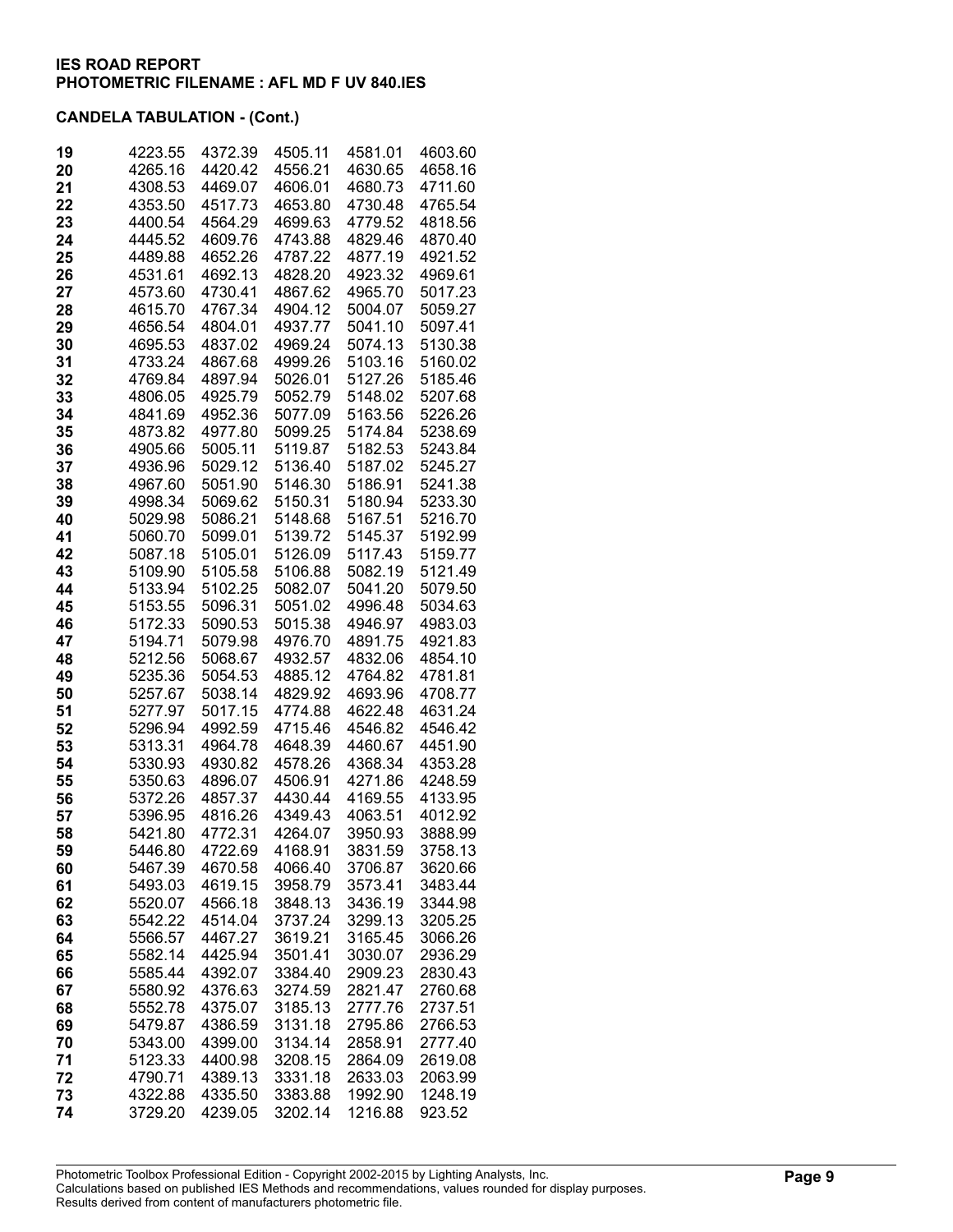**IES ROAD REPORT**
**PHOTOMETRIC FILENAME : AFL MD F UV 840.IES**

**CANDELA TABULATION - (Cont.)**

| | | | | | |
|---|---|---|---|---|---|
| **19** | 4223.55 | 4372.39 | 4505.11 | 4581.01 | 4603.60 |
| **20** | 4265.16 | 4420.42 | 4556.21 | 4630.65 | 4658.16 |
| **21** | 4308.53 | 4469.07 | 4606.01 | 4680.73 | 4711.60 |
| **22** | 4353.50 | 4517.73 | 4653.80 | 4730.48 | 4765.54 |
| **23** | 4400.54 | 4564.29 | 4699.63 | 4779.52 | 4818.56 |
| **24** | 4445.52 | 4609.76 | 4743.88 | 4829.46 | 4870.40 |
| **25** | 4489.88 | 4652.26 | 4787.22 | 4877.19 | 4921.52 |
| **26** | 4531.61 | 4692.13 | 4828.20 | 4923.32 | 4969.61 |
| **27** | 4573.60 | 4730.41 | 4867.62 | 4965.70 | 5017.23 |
| **28** | 4615.70 | 4767.34 | 4904.12 | 5004.07 | 5059.27 |
| **29** | 4656.54 | 4804.01 | 4937.77 | 5041.10 | 5097.41 |
| **30** | 4695.53 | 4837.02 | 4969.24 | 5074.13 | 5130.38 |
| **31** | 4733.24 | 4867.68 | 4999.26 | 5103.16 | 5160.02 |
| **32** | 4769.84 | 4897.94 | 5026.01 | 5127.26 | 5185.46 |
| **33** | 4806.05 | 4925.79 | 5052.79 | 5148.02 | 5207.68 |
| **34** | 4841.69 | 4952.36 | 5077.09 | 5163.56 | 5226.26 |
| **35** | 4873.82 | 4977.80 | 5099.25 | 5174.84 | 5238.69 |
| **36** | 4905.66 | 5005.11 | 5119.87 | 5182.53 | 5243.84 |
| **37** | 4936.96 | 5029.12 | 5136.40 | 5187.02 | 5245.27 |
| **38** | 4967.60 | 5051.90 | 5146.30 | 5186.91 | 5241.38 |
| **39** | 4998.34 | 5069.62 | 5150.31 | 5180.94 | 5233.30 |
| **40** | 5029.98 | 5086.21 | 5148.68 | 5167.51 | 5216.70 |
| **41** | 5060.70 | 5099.01 | 5139.72 | 5145.37 | 5192.99 |
| **42** | 5087.18 | 5105.01 | 5126.09 | 5117.43 | 5159.77 |
| **43** | 5109.90 | 5105.58 | 5106.88 | 5082.19 | 5121.49 |
| **44** | 5133.94 | 5102.25 | 5082.07 | 5041.20 | 5079.50 |
| **45** | 5153.55 | 5096.31 | 5051.02 | 4996.48 | 5034.63 |
| **46** | 5172.33 | 5090.53 | 5015.38 | 4946.97 | 4983.03 |
| **47** | 5194.71 | 5079.98 | 4976.70 | 4891.75 | 4921.83 |
| **48** | 5212.56 | 5068.67 | 4932.57 | 4832.06 | 4854.10 |
| **49** | 5235.36 | 5054.53 | 4885.12 | 4764.82 | 4781.81 |
| **50** | 5257.67 | 5038.14 | 4829.92 | 4693.96 | 4708.77 |
| **51** | 5277.97 | 5017.15 | 4774.88 | 4622.48 | 4631.24 |
| **52** | 5296.94 | 4992.59 | 4715.46 | 4546.82 | 4546.42 |
| **53** | 5313.31 | 4964.78 | 4648.39 | 4460.67 | 4451.90 |
| **54** | 5330.93 | 4930.82 | 4578.26 | 4368.34 | 4353.28 |
| **55** | 5350.63 | 4896.07 | 4506.91 | 4271.86 | 4248.59 |
| **56** | 5372.26 | 4857.37 | 4430.44 | 4169.55 | 4133.95 |
| **57** | 5396.95 | 4816.26 | 4349.43 | 4063.51 | 4012.92 |
| **58** | 5421.80 | 4772.31 | 4264.07 | 3950.93 | 3888.99 |
| **59** | 5446.80 | 4722.69 | 4168.91 | 3831.59 | 3758.13 |
| **60** | 5467.39 | 4670.58 | 4066.40 | 3706.87 | 3620.66 |
| **61** | 5493.03 | 4619.15 | 3958.79 | 3573.41 | 3483.44 |
| **62** | 5520.07 | 4566.18 | 3848.13 | 3436.19 | 3344.98 |
| **63** | 5542.22 | 4514.04 | 3737.24 | 3299.13 | 3205.25 |
| **64** | 5566.57 | 4467.27 | 3619.21 | 3165.45 | 3066.26 |
| **65** | 5582.14 | 4425.94 | 3501.41 | 3030.07 | 2936.29 |
| **66** | 5585.44 | 4392.07 | 3384.40 | 2909.23 | 2830.43 |
| **67** | 5580.92 | 4376.63 | 3274.59 | 2821.47 | 2760.68 |
| **68** | 5552.78 | 4375.07 | 3185.13 | 2777.76 | 2737.51 |
| **69** | 5479.87 | 4386.59 | 3131.18 | 2795.86 | 2766.53 |
| **70** | 5343.00 | 4399.00 | 3134.14 | 2858.91 | 2777.40 |
| **71** | 5123.33 | 4400.98 | 3208.15 | 2864.09 | 2619.08 |
| **72** | 4790.71 | 4389.13 | 3331.18 | 2633.03 | 2063.99 |
| **73** | 4322.88 | 4335.50 | 3383.88 | 1992.90 | 1248.19 |
| **74** | 3729.20 | 4239.05 | 3202.14 | 1216.88 | 923.52 |

Photometric Toolbox Professional Edition - Copyright 2002-2015 by Lighting Analysts, Inc.
Calculations based on published IES Methods and recommendations, values rounded for display purposes.
Results derived from content of manufacturers photometric file.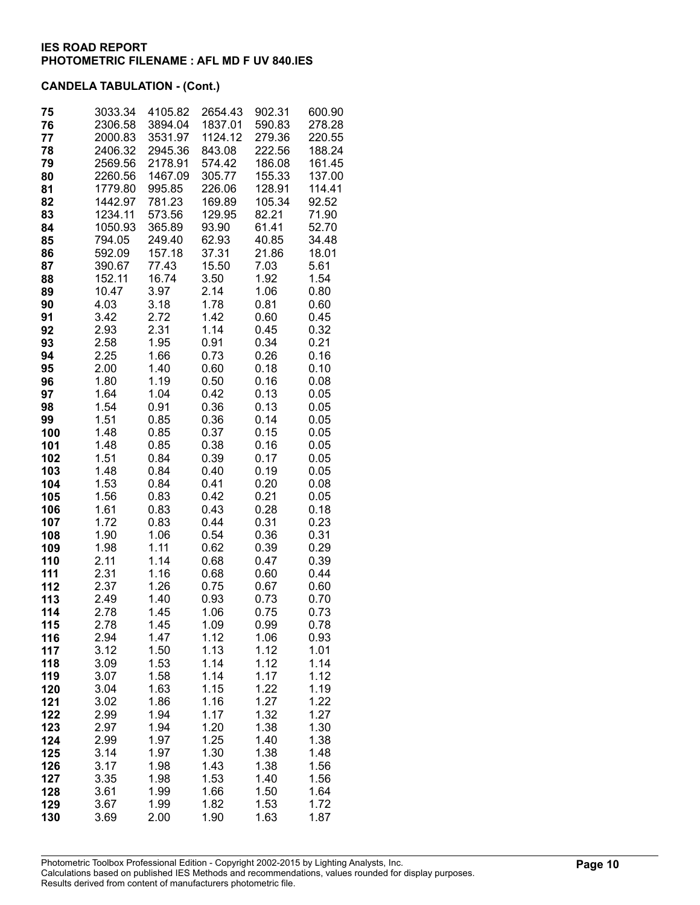**IES ROAD REPORT**
**PHOTOMETRIC FILENAME : AFL MD F UV 840.IES**

**CANDELA TABULATION - (Cont.)**

| | | | | | |
|---|---|---|---|---|---|
| **75** | 3033.34 | 4105.82 | 2654.43 | 902.31 | 600.90 |
| **76** | 2306.58 | 3894.04 | 1837.01 | 590.83 | 278.28 |
| **77** | 2000.83 | 3531.97 | 1124.12 | 279.36 | 220.55 |
| **78** | 2406.32 | 2945.36 | 843.08 | 222.56 | 188.24 |
| **79** | 2569.56 | 2178.91 | 574.42 | 186.08 | 161.45 |
| **80** | 2260.56 | 1467.09 | 305.77 | 155.33 | 137.00 |
| **81** | 1779.80 | 995.85 | 226.06 | 128.91 | 114.41 |
| **82** | 1442.97 | 781.23 | 169.89 | 105.34 | 92.52 |
| **83** | 1234.11 | 573.56 | 129.95 | 82.21 | 71.90 |
| **84** | 1050.93 | 365.89 | 93.90 | 61.41 | 52.70 |
| **85** | 794.05 | 249.40 | 62.93 | 40.85 | 34.48 |
| **86** | 592.09 | 157.18 | 37.31 | 21.86 | 18.01 |
| **87** | 390.67 | 77.43 | 15.50 | 7.03 | 5.61 |
| **88** | 152.11 | 16.74 | 3.50 | 1.92 | 1.54 |
| **89** | 10.47 | 3.97 | 2.14 | 1.06 | 0.80 |
| **90** | 4.03 | 3.18 | 1.78 | 0.81 | 0.60 |
| **91** | 3.42 | 2.72 | 1.42 | 0.60 | 0.45 |
| **92** | 2.93 | 2.31 | 1.14 | 0.45 | 0.32 |
| **93** | 2.58 | 1.95 | 0.91 | 0.34 | 0.21 |
| **94** | 2.25 | 1.66 | 0.73 | 0.26 | 0.16 |
| **95** | 2.00 | 1.40 | 0.60 | 0.18 | 0.10 |
| **96** | 1.80 | 1.19 | 0.50 | 0.16 | 0.08 |
| **97** | 1.64 | 1.04 | 0.42 | 0.13 | 0.05 |
| **98** | 1.54 | 0.91 | 0.36 | 0.13 | 0.05 |
| **99** | 1.51 | 0.85 | 0.36 | 0.14 | 0.05 |
| **100** | 1.48 | 0.85 | 0.37 | 0.15 | 0.05 |
| **101** | 1.48 | 0.85 | 0.38 | 0.16 | 0.05 |
| **102** | 1.51 | 0.84 | 0.39 | 0.17 | 0.05 |
| **103** | 1.48 | 0.84 | 0.40 | 0.19 | 0.05 |
| **104** | 1.53 | 0.84 | 0.41 | 0.20 | 0.08 |
| **105** | 1.56 | 0.83 | 0.42 | 0.21 | 0.05 |
| **106** | 1.61 | 0.83 | 0.43 | 0.28 | 0.18 |
| **107** | 1.72 | 0.83 | 0.44 | 0.31 | 0.23 |
| **108** | 1.90 | 1.06 | 0.54 | 0.36 | 0.31 |
| **109** | 1.98 | 1.11 | 0.62 | 0.39 | 0.29 |
| **110** | 2.11 | 1.14 | 0.68 | 0.47 | 0.39 |
| **111** | 2.31 | 1.16 | 0.68 | 0.60 | 0.44 |
| **112** | 2.37 | 1.26 | 0.75 | 0.67 | 0.60 |
| **113** | 2.49 | 1.40 | 0.93 | 0.73 | 0.70 |
| **114** | 2.78 | 1.45 | 1.06 | 0.75 | 0.73 |
| **115** | 2.78 | 1.45 | 1.09 | 0.99 | 0.78 |
| **116** | 2.94 | 1.47 | 1.12 | 1.06 | 0.93 |
| **117** | 3.12 | 1.50 | 1.13 | 1.12 | 1.01 |
| **118** | 3.09 | 1.53 | 1.14 | 1.12 | 1.14 |
| **119** | 3.07 | 1.58 | 1.14 | 1.17 | 1.12 |
| **120** | 3.04 | 1.63 | 1.15 | 1.22 | 1.19 |
| **121** | 3.02 | 1.86 | 1.16 | 1.27 | 1.22 |
| **122** | 2.99 | 1.94 | 1.17 | 1.32 | 1.27 |
| **123** | 2.97 | 1.94 | 1.20 | 1.38 | 1.30 |
| **124** | 2.99 | 1.97 | 1.25 | 1.40 | 1.38 |
| **125** | 3.14 | 1.97 | 1.30 | 1.38 | 1.48 |
| **126** | 3.17 | 1.98 | 1.43 | 1.38 | 1.56 |
| **127** | 3.35 | 1.98 | 1.53 | 1.40 | 1.56 |
| **128** | 3.61 | 1.99 | 1.66 | 1.50 | 1.64 |
| **129** | 3.67 | 1.99 | 1.82 | 1.53 | 1.72 |
| **130** | 3.69 | 2.00 | 1.90 | 1.63 | 1.87 |

Photometric Toolbox Professional Edition - Copyright 2002-2015 by Lighting Analysts, Inc.
Calculations based on published IES Methods and recommendations, values rounded for display purposes.
Results derived from content of manufacturers photometric file.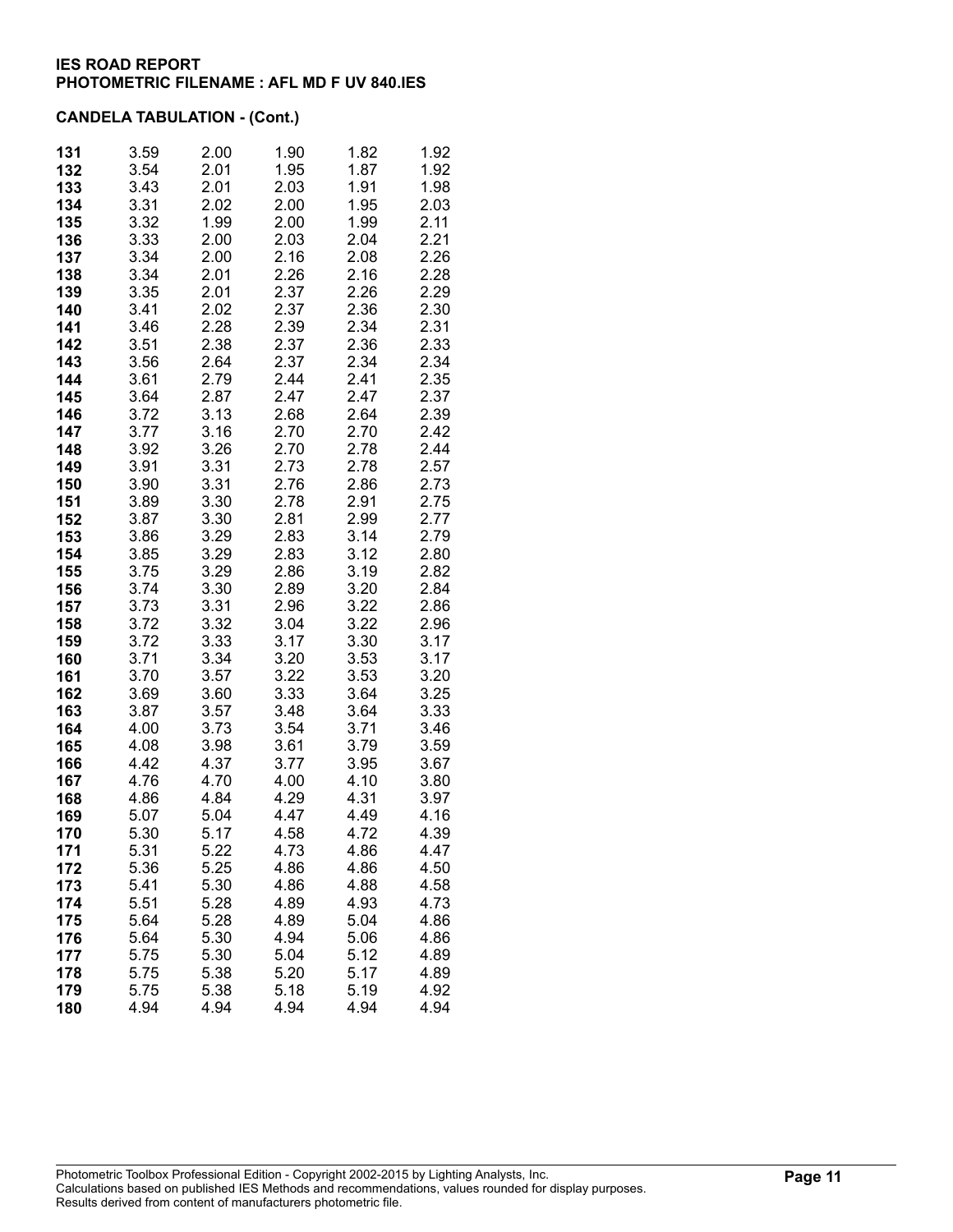**IES ROAD REPORT**
**PHOTOMETRIC FILENAME : AFL MD F UV 840.IES**

**CANDELA TABULATION - (Cont.)**

| | | | | | |
|---|---|---|---|---|---|
| **131** | 3.59 | 2.00 | 1.90 | 1.82 | 1.92 |
| **132** | 3.54 | 2.01 | 1.95 | 1.87 | 1.92 |
| **133** | 3.43 | 2.01 | 2.03 | 1.91 | 1.98 |
| **134** | 3.31 | 2.02 | 2.00 | 1.95 | 2.03 |
| **135** | 3.32 | 1.99 | 2.00 | 1.99 | 2.11 |
| **136** | 3.33 | 2.00 | 2.03 | 2.04 | 2.21 |
| **137** | 3.34 | 2.00 | 2.16 | 2.08 | 2.26 |
| **138** | 3.34 | 2.01 | 2.26 | 2.16 | 2.28 |
| **139** | 3.35 | 2.01 | 2.37 | 2.26 | 2.29 |
| **140** | 3.41 | 2.02 | 2.37 | 2.36 | 2.30 |
| **141** | 3.46 | 2.28 | 2.39 | 2.34 | 2.31 |
| **142** | 3.51 | 2.38 | 2.37 | 2.36 | 2.33 |
| **143** | 3.56 | 2.64 | 2.37 | 2.34 | 2.34 |
| **144** | 3.61 | 2.79 | 2.44 | 2.41 | 2.35 |
| **145** | 3.64 | 2.87 | 2.47 | 2.47 | 2.37 |
| **146** | 3.72 | 3.13 | 2.68 | 2.64 | 2.39 |
| **147** | 3.77 | 3.16 | 2.70 | 2.70 | 2.42 |
| **148** | 3.92 | 3.26 | 2.70 | 2.78 | 2.44 |
| **149** | 3.91 | 3.31 | 2.73 | 2.78 | 2.57 |
| **150** | 3.90 | 3.31 | 2.76 | 2.86 | 2.73 |
| **151** | 3.89 | 3.30 | 2.78 | 2.91 | 2.75 |
| **152** | 3.87 | 3.30 | 2.81 | 2.99 | 2.77 |
| **153** | 3.86 | 3.29 | 2.83 | 3.14 | 2.79 |
| **154** | 3.85 | 3.29 | 2.83 | 3.12 | 2.80 |
| **155** | 3.75 | 3.29 | 2.86 | 3.19 | 2.82 |
| **156** | 3.74 | 3.30 | 2.89 | 3.20 | 2.84 |
| **157** | 3.73 | 3.31 | 2.96 | 3.22 | 2.86 |
| **158** | 3.72 | 3.32 | 3.04 | 3.22 | 2.96 |
| **159** | 3.72 | 3.33 | 3.17 | 3.30 | 3.17 |
| **160** | 3.71 | 3.34 | 3.20 | 3.53 | 3.17 |
| **161** | 3.70 | 3.57 | 3.22 | 3.53 | 3.20 |
| **162** | 3.69 | 3.60 | 3.33 | 3.64 | 3.25 |
| **163** | 3.87 | 3.57 | 3.48 | 3.64 | 3.33 |
| **164** | 4.00 | 3.73 | 3.54 | 3.71 | 3.46 |
| **165** | 4.08 | 3.98 | 3.61 | 3.79 | 3.59 |
| **166** | 4.42 | 4.37 | 3.77 | 3.95 | 3.67 |
| **167** | 4.76 | 4.70 | 4.00 | 4.10 | 3.80 |
| **168** | 4.86 | 4.84 | 4.29 | 4.31 | 3.97 |
| **169** | 5.07 | 5.04 | 4.47 | 4.49 | 4.16 |
| **170** | 5.30 | 5.17 | 4.58 | 4.72 | 4.39 |
| **171** | 5.31 | 5.22 | 4.73 | 4.86 | 4.47 |
| **172** | 5.36 | 5.25 | 4.86 | 4.86 | 4.50 |
| **173** | 5.41 | 5.30 | 4.86 | 4.88 | 4.58 |
| **174** | 5.51 | 5.28 | 4.89 | 4.93 | 4.73 |
| **175** | 5.64 | 5.28 | 4.89 | 5.04 | 4.86 |
| **176** | 5.64 | 5.30 | 4.94 | 5.06 | 4.86 |
| **177** | 5.75 | 5.30 | 5.04 | 5.12 | 4.89 |
| **178** | 5.75 | 5.38 | 5.20 | 5.17 | 4.89 |
| **179** | 5.75 | 5.38 | 5.18 | 5.19 | 4.92 |
| **180** | 4.94 | 4.94 | 4.94 | 4.94 | 4.94 |

Photometric Toolbox Professional Edition - Copyright 2002-2015 by Lighting Analysts, Inc.
Calculations based on published IES Methods and recommendations, values rounded for display purposes.
Results derived from content of manufacturers photometric file.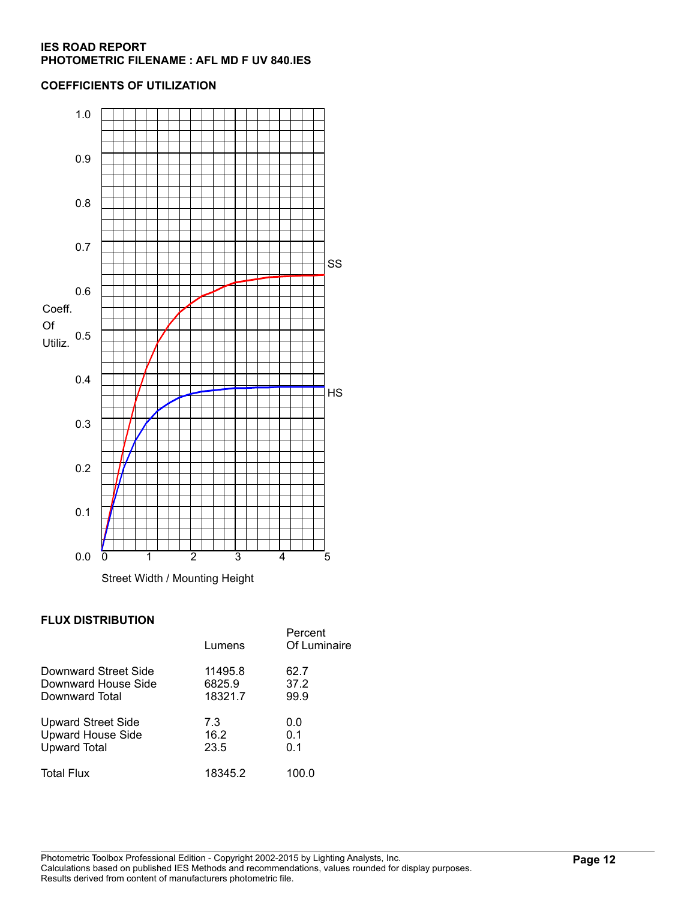**IES ROAD REPORT**
**PHOTOMETRIC FILENAME : AFL MD F UV 840.IES**

## COEFFICIENTS OF UTILIZATION

Coeff. Of Utiliz.

Street Width / Mounting Height

SS

HS

## FLUX DISTRIBUTION

| | Lumens | Percent Of Luminaire |
|---|---|---|
| Downward Street Side | 11495.8 | 62.7 |
| Downward House Side | 6825.9 | 37.2 |
| Downward Total | 18321.7 | 99.9 |
| Upward Street Side | 7.3 | 0.0 |
| Upward House Side | 16.2 | 0.1 |
| Upward Total | 23.5 | 0.1 |
| Total Flux | 18345.2 | 100.0 |

Photometric Toolbox Professional Edition - Copyright 2002-2015 by Lighting Analysts, Inc.
Calculations based on published IES Methods and recommendations, values rounded for display purposes.
Results derived from content of manufacturers photometric file.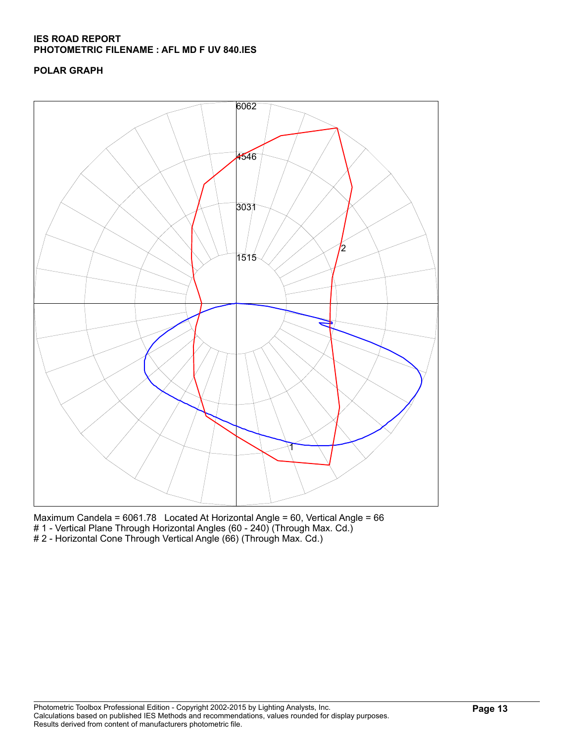**IES ROAD REPORT**
**PHOTOMETRIC FILENAME : AFL MD F UV 840.IES**

**POLAR GRAPH**

6062
4546
3031
1515
2
1

Maximum Candela = 6061.78 Located At Horizontal Angle = 60, Vertical Angle = 66
# 1 - Vertical Plane Through Horizontal Angles (60 - 240) (Through Max. Cd.)
# 2 - Horizontal Cone Through Vertical Angle (66) (Through Max. Cd.)

Photometric Toolbox Professional Edition - Copyright 2002-2015 by Lighting Analysts, Inc.
Calculations based on published IES Methods and recommendations, values rounded for display purposes.
Results derived from content of manufacturers photometric file.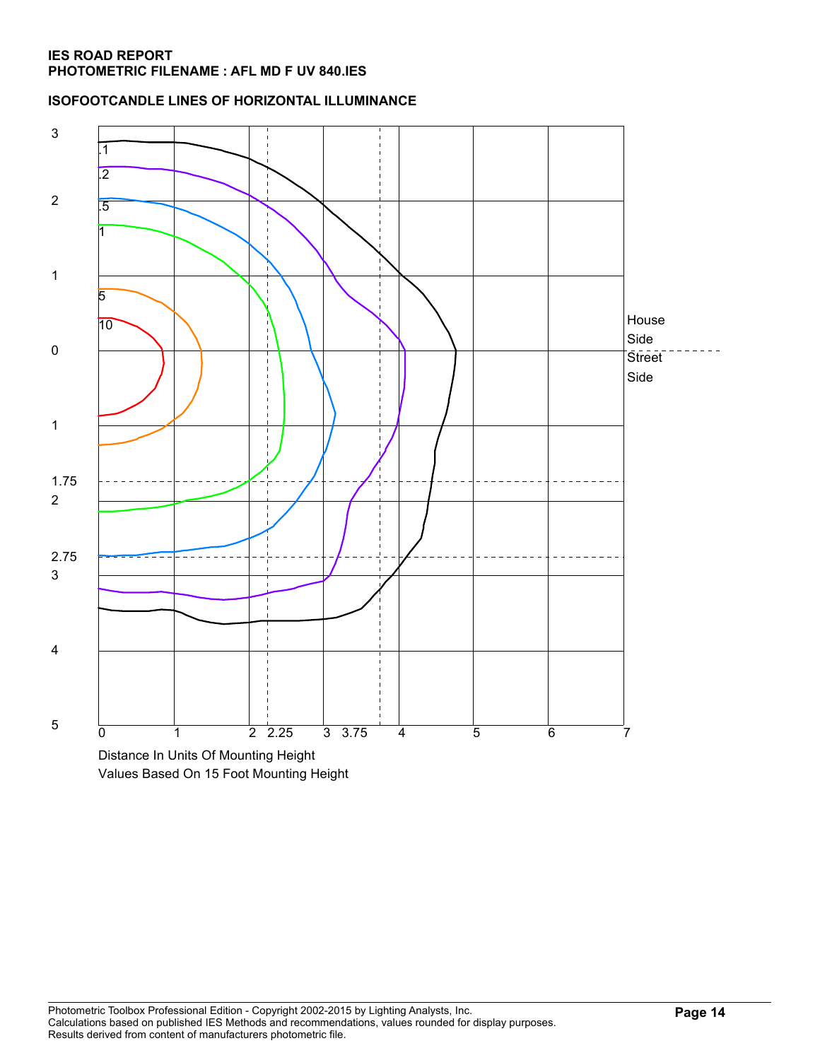**IES ROAD REPORT**
**PHOTOMETRIC FILENAME : AFL MD F UV 840.IES**

**ISOFOOTCANDLE LINES OF HORIZONTAL ILLUMINANCE**

3
2
1
0
1
1.75
2
2.75
3
4
5

.1
.2
.5
1
5
10

House Side
Street Side

0 1 2 2.25 3 3.75 4 5 6 7

Distance In Units Of Mounting Height
Values Based On 15 Foot Mounting Height

Photometric Toolbox Professional Edition - Copyright 2002-2015 by Lighting Analysts, Inc.
Calculations based on published IES Methods and recommendations, values rounded for display purposes.
Results derived from content of manufacturers photometric file.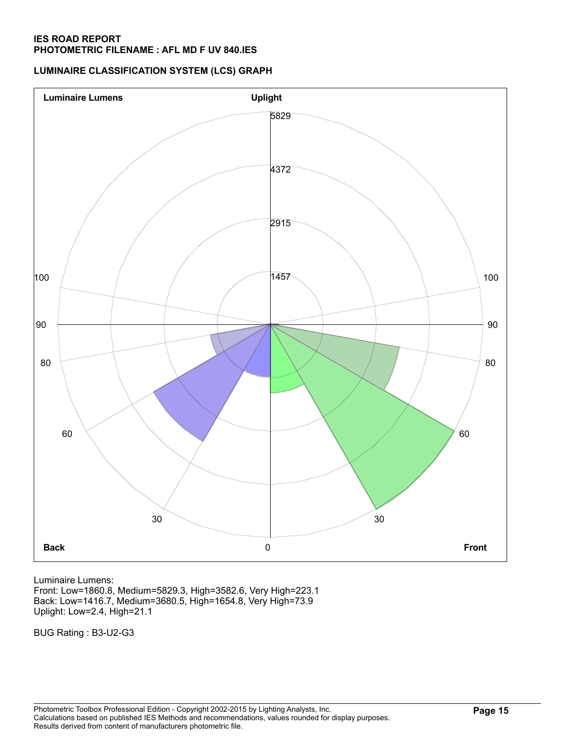**IES ROAD REPORT**
**PHOTOMETRIC FILENAME : AFL MD F UV 840.IES**

**LUMINAIRE CLASSIFICATION SYSTEM (LCS) GRAPH**

**Luminaire Lumens**

**Uplight**

5829

4372

2915

1457

100

100

90

90

80

80

60

60

30

30

**Back**

0

**Front**

Luminaire Lumens:
Front: Low=1860.8, Medium=5829.3, High=3582.6, Very High=223.1
Back: Low=1416.7, Medium=3680.5, High=1654.8, Very High=73.9
Uplight: Low=2.4, High=21.1

BUG Rating : B3-U2-G3

Photometric Toolbox Professional Edition - Copyright 2002-2015 by Lighting Analysts, Inc.
Calculations based on published IES Methods and recommendations, values rounded for display purposes.
Results derived from content of manufacturers photometric file.